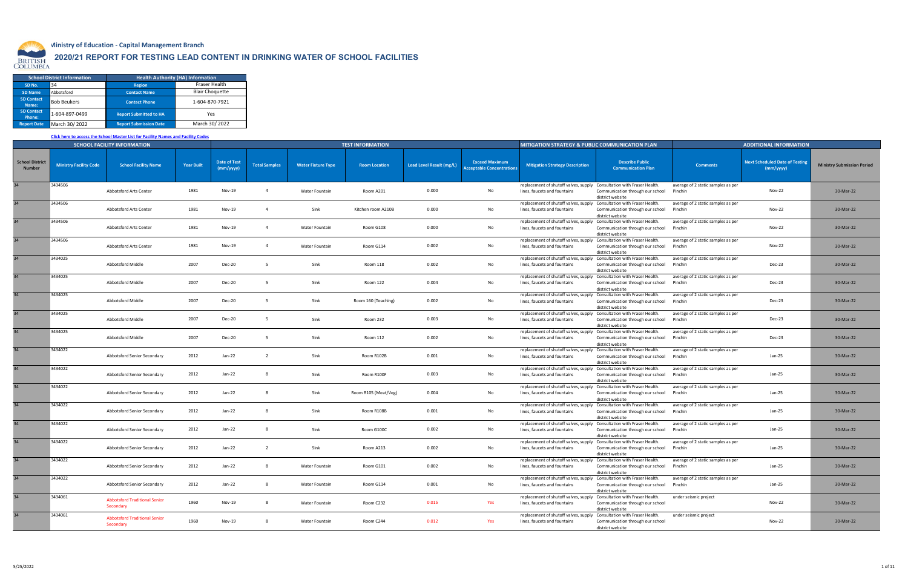Ministry of Education - Capital Management Branch

# 2020/21 REPORT FOR TESTING LEAD CONTENT IN DRINKING WATER OF SCHOOL FACILITIES

| School District Information | | Health Authority (HA) Information | |
|---|---|---|---|
| SD No. | 34 | Region | Fraser Health |
| SD Name | Abbotsford | Contact Name | Blair Choquette |
| SD Contact Name: | Bob Beukers | Contact Phone | 1-604-870-7921 |
| SD Contact Phone: | 1-604-897-0499 | Report Submitted to HA | Yes |
| Report Date | March 30/ 2022 | Report Submission Date | March 30/ 2022 |

Click here to access the School Master List for Facility Names and Facility Codes

| SCHOOL FACILITY INFORMATION | | | | TEST INFORMATION | | | | | | MITIGATION STRATEGY & PUBLIC COMMUNICATION PLAN | | ADDITIONAL INFORMATION | | |
|---|---|---|---|---|---|---|---|---|---|---|---|---|---|---|
| School District Number | Ministry Facility Code | School Facility Name | Year Built | Date of Test (mm/yyyy) | Total Samples | Water Fixture Type | Room Location | Lead Level Result (mg/L) | Exceed Maximum Acceptable Concentrations | Mitigation Strategy Description | Describe Public Communication Plan | Comments | Next Scheduled Date of Testing (mm/yyyy) | Ministry Submission Period |
| 34 | 3434506 | Abbotsford Arts Center | 1981 | Nov-19 | 4 | Water Fountain | Room A201 | 0.000 | No | replacement of shutoff valves, supply lines, faucets and fountains | Consultation with Fraser Health. Communication through our school district website | average of 2 static samples as per Pinchin | Nov-22 | 30-Mar-22 |
| 34 | 3434506 | Abbotsford Arts Center | 1981 | Nov-19 | 4 | Sink | Kitchen room A210B | 0.000 | No | replacement of shutoff valves, supply lines, faucets and fountains | Consultation with Fraser Health. Communication through our school district website | average of 2 static samples as per Pinchin | Nov-22 | 30-Mar-22 |
| 34 | 3434506 | Abbotsford Arts Center | 1981 | Nov-19 | 4 | Water Fountain | Room G108 | 0.000 | No | replacement of shutoff valves, supply lines, faucets and fountains | Consultation with Fraser Health. Communication through our school district website | average of 2 static samples as per Pinchin | Nov-22 | 30-Mar-22 |
| 34 | 3434506 | Abbotsford Arts Center | 1981 | Nov-19 | 4 | Water Fountain | Room G114 | 0.002 | No | replacement of shutoff valves, supply lines, faucets and fountains | Consultation with Fraser Health. Communication through our school district website | average of 2 static samples as per Pinchin | Nov-22 | 30-Mar-22 |
| 34 | 3434025 | Abbotsford Middle | 2007 | Dec-20 | 5 | Sink | Room 118 | 0.002 | No | replacement of shutoff valves, supply lines, faucets and fountains | Consultation with Fraser Health. Communication through our school district website | average of 2 static samples as per Pinchin | Dec-23 | 30-Mar-22 |
| 34 | 3434025 | Abbotsford Middle | 2007 | Dec-20 | 5 | Sink | Room 122 | 0.004 | No | replacement of shutoff valves, supply lines, faucets and fountains | Consultation with Fraser Health. Communication through our school district website | average of 2 static samples as per Pinchin | Dec-23 | 30-Mar-22 |
| 34 | 3434025 | Abbotsford Middle | 2007 | Dec-20 | 5 | Sink | Room 160 (Teaching) | 0.002 | No | replacement of shutoff valves, supply lines, faucets and fountains | Consultation with Fraser Health. Communication through our school district website | average of 2 static samples as per Pinchin | Dec-23 | 30-Mar-22 |
| 34 | 3434025 | Abbotsford Middle | 2007 | Dec-20 | 5 | Sink | Room 232 | 0.003 | No | replacement of shutoff valves, supply lines, faucets and fountains | Consultation with Fraser Health. Communication through our school district website | average of 2 static samples as per Pinchin | Dec-23 | 30-Mar-22 |
| 34 | 3434025 | Abbotsford Middle | 2007 | Dec-20 | 5 | Sink | Room 112 | 0.002 | No | replacement of shutoff valves, supply lines, faucets and fountains | Consultation with Fraser Health. Communication through our school district website | average of 2 static samples as per Pinchin | Dec-23 | 30-Mar-22 |
| 34 | 3434022 | Abbotsford Senior Secondary | 2012 | Jan-22 | 2 | Sink | Room R102B | 0.001 | No | replacement of shutoff valves, supply lines, faucets and fountains | Consultation with Fraser Health. Communication through our school district website | average of 2 static samples as per Pinchin | Jan-25 | 30-Mar-22 |
| 34 | 3434022 | Abbotsford Senior Secondary | 2012 | Jan-22 | 8 | Sink | Room R100F | 0.003 | No | replacement of shutoff valves, supply lines, faucets and fountains | Consultation with Fraser Health. Communication through our school district website | average of 2 static samples as per Pinchin | Jan-25 | 30-Mar-22 |
| 34 | 3434022 | Abbotsford Senior Secondary | 2012 | Jan-22 | 8 | Sink | Room R105 (Meat/Veg) | 0.004 | No | replacement of shutoff valves, supply lines, faucets and fountains | Consultation with Fraser Health. Communication through our school district website | average of 2 static samples as per Pinchin | Jan-25 | 30-Mar-22 |
| 34 | 3434022 | Abbotsford Senior Secondary | 2012 | Jan-22 | 8 | Sink | Room R108B | 0.001 | No | replacement of shutoff valves, supply lines, faucets and fountains | Consultation with Fraser Health. Communication through our school district website | average of 2 static samples as per Pinchin | Jan-25 | 30-Mar-22 |
| 34 | 3434022 | Abbotsford Senior Secondary | 2012 | Jan-22 | 8 | Sink | Room G100C | 0.002 | No | replacement of shutoff valves, supply lines, faucets and fountains | Consultation with Fraser Health. Communication through our school district website | average of 2 static samples as per Pinchin | Jan-25 | 30-Mar-22 |
| 34 | 3434022 | Abbotsford Senior Secondary | 2012 | Jan-22 | 2 | Sink | Room A213 | 0.002 | No | replacement of shutoff valves, supply lines, faucets and fountains | Consultation with Fraser Health. Communication through our school district website | average of 2 static samples as per Pinchin | Jan-25 | 30-Mar-22 |
| 34 | 3434022 | Abbotsford Senior Secondary | 2012 | Jan-22 | 8 | Water Fountain | Room G101 | 0.002 | No | replacement of shutoff valves, supply lines, faucets and fountains | Consultation with Fraser Health. Communication through our school district website | average of 2 static samples as per Pinchin | Jan-25 | 30-Mar-22 |
| 34 | 3434022 | Abbotsford Senior Secondary | 2012 | Jan-22 | 8 | Water Fountain | Room G114 | 0.001 | No | replacement of shutoff valves, supply lines, faucets and fountains | Consultation with Fraser Health. Communication through our school district website | average of 2 static samples as per Pinchin | Jan-25 | 30-Mar-22 |
| 34 | 3434061 | Abbotsford Traditional Senior Secondary | 1960 | Nov-19 | 8 | Water Fountain | Room C232 | 0.015 | Yes | replacement of shutoff valves, supply lines, faucets and fountains | Consultation with Fraser Health. Communication through our school district website | under seismic project | Nov-22 | 30-Mar-22 |
| 34 | 3434061 | Abbotsford Traditional Senior Secondary | 1960 | Nov-19 | 8 | Water Fountain | Room C244 | 0.012 | Yes | replacement of shutoff valves, supply lines, faucets and fountains | Consultation with Fraser Health. Communication through our school district website | under seismic project | Nov-22 | 30-Mar-22 |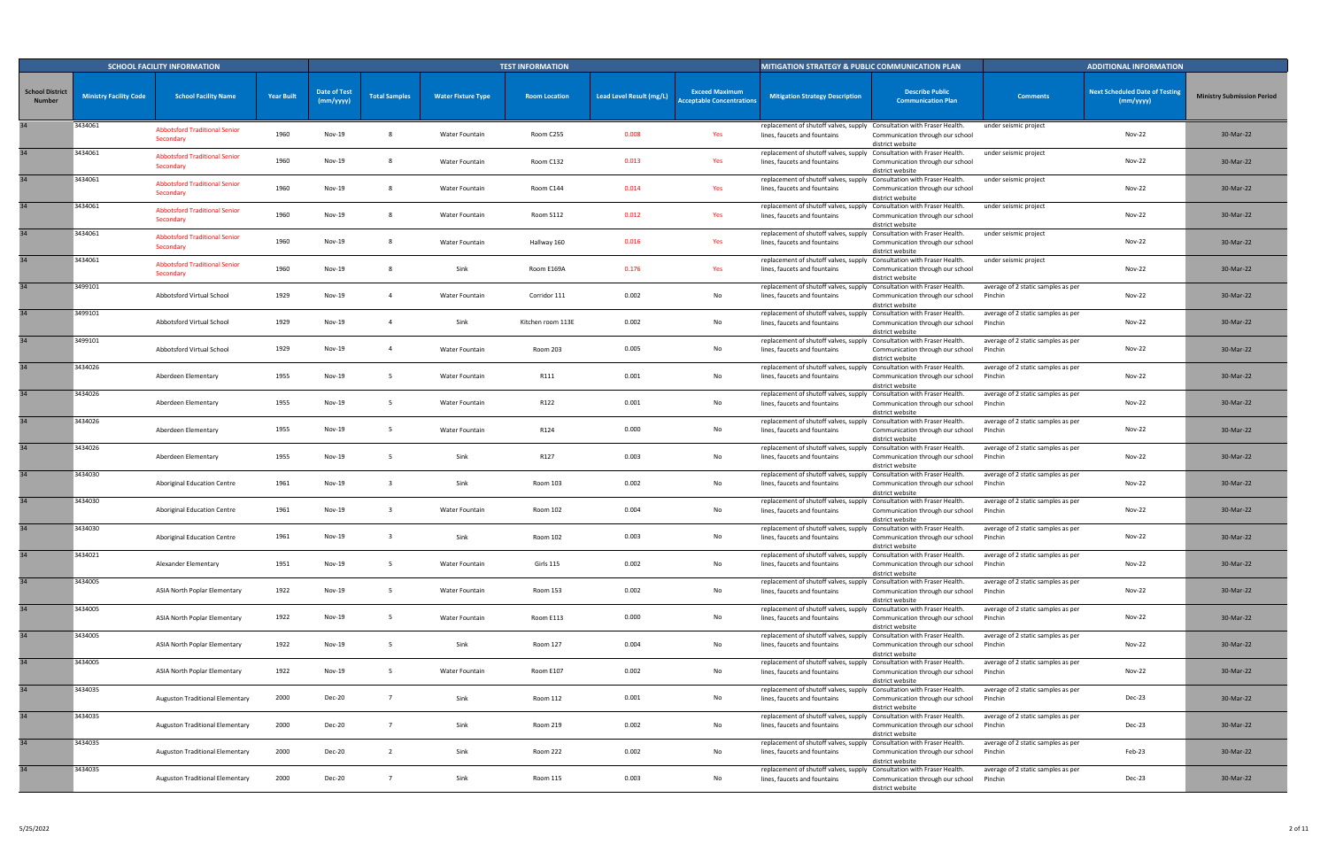| SCHOOL FACILITY INFORMATION | | | | TEST INFORMATION | | | | | | | MITIGATION STRATEGY & PUBLIC COMMUNICATION PLAN | | ADDITIONAL INFORMATION | | |
|---|---|---|---|---|---|---|---|---|---|---|---|---|---|---|---|
| School District Number | Ministry Facility Code | School Facility Name | Year Built | Date of Test (mm/yyyy) | Total Samples | Water Fixture Type | Room Location | Lead Level Result (mg/L) | Exceed Maximum Acceptable Concentrations | Mitigation Strategy Description | Describe Public Communication Plan | Comments | Next Scheduled Date of Testing (mm/yyyy) | Ministry Submission Period |
| 34 | 3434061 | Abbotsford Traditional Senior Secondary | 1960 | Nov-19 | 8 | Water Fountain | Room C255 | 0.008 | Yes | replacement of shutoff valves, supply lines, faucets and fountains | Consultation with Fraser Health. Communication through our school district website | under seismic project | Nov-22 | 30-Mar-22 |
| 34 | 3434061 | Abbotsford Traditional Senior Secondary | 1960 | Nov-19 | 8 | Water Fountain | Room C132 | 0.013 | Yes | replacement of shutoff valves, supply lines, faucets and fountains | Consultation with Fraser Health. Communication through our school district website | under seismic project | Nov-22 | 30-Mar-22 |
| 34 | 3434061 | Abbotsford Traditional Senior Secondary | 1960 | Nov-19 | 8 | Water Fountain | Room C144 | 0.014 | Yes | replacement of shutoff valves, supply lines, faucets and fountains | Consultation with Fraser Health. Communication through our school district website | under seismic project | Nov-22 | 30-Mar-22 |
| 34 | 3434061 | Abbotsford Traditional Senior Secondary | 1960 | Nov-19 | 8 | Water Fountain | Room S112 | 0.012 | Yes | replacement of shutoff valves, supply lines, faucets and fountains | Consultation with Fraser Health. Communication through our school district website | under seismic project | Nov-22 | 30-Mar-22 |
| 34 | 3434061 | Abbotsford Traditional Senior Secondary | 1960 | Nov-19 | 8 | Water Fountain | Hallway 160 | 0.016 | Yes | replacement of shutoff valves, supply lines, faucets and fountains | Consultation with Fraser Health. Communication through our school district website | under seismic project | Nov-22 | 30-Mar-22 |
| 34 | 3434061 | Abbotsford Traditional Senior Secondary | 1960 | Nov-19 | 8 | Sink | Room E169A | 0.176 | Yes | replacement of shutoff valves, supply lines, faucets and fountains | Consultation with Fraser Health. Communication through our school district website | under seismic project | Nov-22 | 30-Mar-22 |
| 34 | 3499101 | Abbotsford Virtual School | 1929 | Nov-19 | 4 | Water Fountain | Corridor 111 | 0.002 | No | replacement of shutoff valves, supply lines, faucets and fountains | Consultation with Fraser Health. Communication through our school district website | average of 2 static samples as per Pinchin | Nov-22 | 30-Mar-22 |
| 34 | 3499101 | Abbotsford Virtual School | 1929 | Nov-19 | 4 | Sink | Kitchen room 113E | 0.002 | No | replacement of shutoff valves, supply lines, faucets and fountains | Consultation with Fraser Health. Communication through our school district website | average of 2 static samples as per Pinchin | Nov-22 | 30-Mar-22 |
| 34 | 3499101 | Abbotsford Virtual School | 1929 | Nov-19 | 4 | Water Fountain | Room 203 | 0.005 | No | replacement of shutoff valves, supply lines, faucets and fountains | Consultation with Fraser Health. Communication through our school district website | average of 2 static samples as per Pinchin | Nov-22 | 30-Mar-22 |
| 34 | 3434026 | Aberdeen Elementary | 1955 | Nov-19 | 5 | Water Fountain | R111 | 0.001 | No | replacement of shutoff valves, supply lines, faucets and fountains | Consultation with Fraser Health. Communication through our school district website | average of 2 static samples as per Pinchin | Nov-22 | 30-Mar-22 |
| 34 | 3434026 | Aberdeen Elementary | 1955 | Nov-19 | 5 | Water Fountain | R122 | 0.001 | No | replacement of shutoff valves, supply lines, faucets and fountains | Consultation with Fraser Health. Communication through our school district website | average of 2 static samples as per Pinchin | Nov-22 | 30-Mar-22 |
| 34 | 3434026 | Aberdeen Elementary | 1955 | Nov-19 | 5 | Water Fountain | R124 | 0.000 | No | replacement of shutoff valves, supply lines, faucets and fountains | Consultation with Fraser Health. Communication through our school district website | average of 2 static samples as per Pinchin | Nov-22 | 30-Mar-22 |
| 34 | 3434026 | Aberdeen Elementary | 1955 | Nov-19 | 5 | Sink | R127 | 0.003 | No | replacement of shutoff valves, supply lines, faucets and fountains | Consultation with Fraser Health. Communication through our school district website | average of 2 static samples as per Pinchin | Nov-22 | 30-Mar-22 |
| 34 | 3434030 | Aboriginal Education Centre | 1961 | Nov-19 | 3 | Sink | Room 103 | 0.002 | No | replacement of shutoff valves, supply lines, faucets and fountains | Consultation with Fraser Health. Communication through our school district website | average of 2 static samples as per Pinchin | Nov-22 | 30-Mar-22 |
| 34 | 3434030 | Aboriginal Education Centre | 1961 | Nov-19 | 3 | Water Fountain | Room 102 | 0.004 | No | replacement of shutoff valves, supply lines, faucets and fountains | Consultation with Fraser Health. Communication through our school district website | average of 2 static samples as per Pinchin | Nov-22 | 30-Mar-22 |
| 34 | 3434030 | Aboriginal Education Centre | 1961 | Nov-19 | 3 | Sink | Room 102 | 0.003 | No | replacement of shutoff valves, supply lines, faucets and fountains | Consultation with Fraser Health. Communication through our school district website | average of 2 static samples as per Pinchin | Nov-22 | 30-Mar-22 |
| 34 | 3434021 | Alexander Elementary | 1951 | Nov-19 | 5 | Water Fountain | Girls 115 | 0.002 | No | replacement of shutoff valves, supply lines, faucets and fountains | Consultation with Fraser Health. Communication through our school district website | average of 2 static samples as per Pinchin | Nov-22 | 30-Mar-22 |
| 34 | 3434005 | ASIA North Poplar Elementary | 1922 | Nov-19 | 5 | Water Fountain | Room 153 | 0.002 | No | replacement of shutoff valves, supply lines, faucets and fountains | Consultation with Fraser Health. Communication through our school district website | average of 2 static samples as per Pinchin | Nov-22 | 30-Mar-22 |
| 34 | 3434005 | ASIA North Poplar Elementary | 1922 | Nov-19 | 5 | Water Fountain | Room E113 | 0.000 | No | replacement of shutoff valves, supply lines, faucets and fountains | Consultation with Fraser Health. Communication through our school district website | average of 2 static samples as per Pinchin | Nov-22 | 30-Mar-22 |
| 34 | 3434005 | ASIA North Poplar Elementary | 1922 | Nov-19 | 5 | Sink | Room 127 | 0.004 | No | replacement of shutoff valves, supply lines, faucets and fountains | Consultation with Fraser Health. Communication through our school district website | average of 2 static samples as per Pinchin | Nov-22 | 30-Mar-22 |
| 34 | 3434005 | ASIA North Poplar Elementary | 1922 | Nov-19 | 5 | Water Fountain | Room E107 | 0.002 | No | replacement of shutoff valves, supply lines, faucets and fountains | Consultation with Fraser Health. Communication through our school district website | average of 2 static samples as per Pinchin | Nov-22 | 30-Mar-22 |
| 34 | 3434035 | Auguston Traditional Elementary | 2000 | Dec-20 | 7 | Sink | Room 112 | 0.001 | No | replacement of shutoff valves, supply lines, faucets and fountains | Consultation with Fraser Health. Communication through our school district website | average of 2 static samples as per Pinchin | Dec-23 | 30-Mar-22 |
| 34 | 3434035 | Auguston Traditional Elementary | 2000 | Dec-20 | 7 | Sink | Room 219 | 0.002 | No | replacement of shutoff valves, supply lines, faucets and fountains | Consultation with Fraser Health. Communication through our school district website | average of 2 static samples as per Pinchin | Dec-23 | 30-Mar-22 |
| 34 | 3434035 | Auguston Traditional Elementary | 2000 | Dec-20 | 2 | Sink | Room 222 | 0.002 | No | replacement of shutoff valves, supply lines, faucets and fountains | Consultation with Fraser Health. Communication through our school district website | average of 2 static samples as per Pinchin | Feb-23 | 30-Mar-22 |
| 34 | 3434035 | Auguston Traditional Elementary | 2000 | Dec-20 | 7 | Sink | Room 115 | 0.003 | No | replacement of shutoff valves, supply lines, faucets and fountains | Consultation with Fraser Health. Communication through our school district website | average of 2 static samples as per Pinchin | Dec-23 | 30-Mar-22 |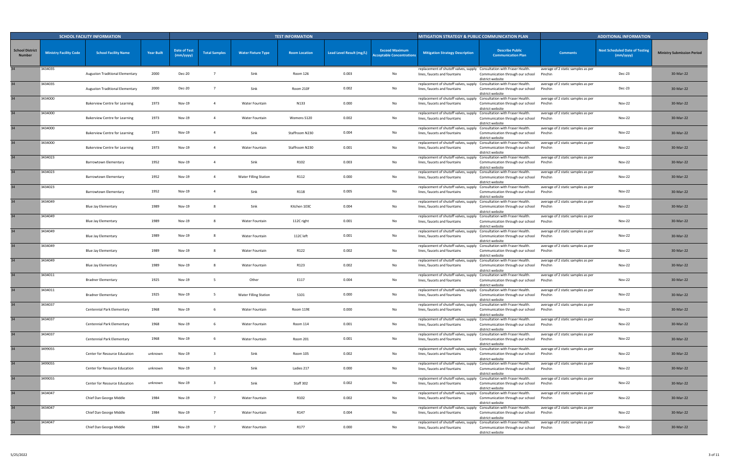| SCHOOL FACILITY INFORMATION | | | | TEST INFORMATION | | | | | | MITIGATION STRATEGY & PUBLIC COMMUNICATION PLAN | | ADDITIONAL INFORMATION | | |
|---|---|---|---|---|---|---|---|---|---|---|---|---|---|---|
| School District Number | Ministry Facility Code | School Facility Name | Year Built | Date of Test (mm/yyyy) | Total Samples | Water Fixture Type | Room Location | Lead Level Result (mg/L) | Exceed Maximum Acceptable Concentrations | Mitigation Strategy Description | Describe Public Communication Plan | Comments | Next Scheduled Date of Testing (mm/yyyy) | Ministry Submission Period |
| 34 | 3434035 | Auguston Traditional Elementary | 2000 | Dec-20 | 7 | Sink | Room 126 | 0.003 | No | replacement of shutoff valves, supply lines, faucets and fountains | Consultation with Fraser Health. Communication through our school district website | average of 2 static samples as per Pinchin | Dec-23 | 30-Mar-22 |
| 34 | 3434035 | Auguston Traditional Elementary | 2000 | Dec-20 | 7 | Sink | Room 210F | 0.002 | No | replacement of shutoff valves, supply lines, faucets and fountains | Consultation with Fraser Health. Communication through our school district website | average of 2 static samples as per Pinchin | Dec-23 | 30-Mar-22 |
| 34 | 3434000 | Bakerview Centre for Learning | 1973 | Nov-19 | 4 | Water Fountain | N133 | 0.000 | No | replacement of shutoff valves, supply lines, faucets and fountains | Consultation with Fraser Health. Communication through our school district website | average of 2 static samples as per Pinchin | Nov-22 | 30-Mar-22 |
| 34 | 3434000 | Bakerview Centre for Learning | 1973 | Nov-19 | 4 | Water Fountain | Womens S120 | 0.002 | No | replacement of shutoff valves, supply lines, faucets and fountains | Consultation with Fraser Health. Communication through our school district website | average of 2 static samples as per Pinchin | Nov-22 | 30-Mar-22 |
| 34 | 3434000 | Bakerview Centre for Learning | 1973 | Nov-19 | 4 | Sink | Staffroom N230 | 0.004 | No | replacement of shutoff valves, supply lines, faucets and fountains | Consultation with Fraser Health. Communication through our school district website | average of 2 static samples as per Pinchin | Nov-22 | 30-Mar-22 |
| 34 | 3434000 | Bakerview Centre for Learning | 1973 | Nov-19 | 4 | Water Fountain | Staffroom N230 | 0.001 | No | replacement of shutoff valves, supply lines, faucets and fountains | Consultation with Fraser Health. Communication through our school district website | average of 2 static samples as per Pinchin | Nov-22 | 30-Mar-22 |
| 34 | 3434023 | Barrowtown Elementary | 1952 | Nov-19 | 4 | Sink | R102 | 0.003 | No | replacement of shutoff valves, supply lines, faucets and fountains | Consultation with Fraser Health. Communication through our school district website | average of 2 static samples as per Pinchin | Nov-22 | 30-Mar-22 |
| 34 | 3434023 | Barrowtown Elementary | 1952 | Nov-19 | 4 | Water Filling Station | R112 | 0.000 | No | replacement of shutoff valves, supply lines, faucets and fountains | Consultation with Fraser Health. Communication through our school district website | average of 2 static samples as per Pinchin | Nov-22 | 30-Mar-22 |
| 34 | 3434023 | Barrowtown Elementary | 1952 | Nov-19 | 4 | Sink | R118 | 0.005 | No | replacement of shutoff valves, supply lines, faucets and fountains | Consultation with Fraser Health. Communication through our school district website | average of 2 static samples as per Pinchin | Nov-22 | 30-Mar-22 |
| 34 | 3434049 | Blue Jay Elementary | 1989 | Nov-19 | 8 | Sink | Kitchen 103C | 0.004 | No | replacement of shutoff valves, supply lines, faucets and fountains | Consultation with Fraser Health. Communication through our school district website | average of 2 static samples as per Pinchin | Nov-22 | 30-Mar-22 |
| 34 | 3434049 | Blue Jay Elementary | 1989 | Nov-19 | 8 | Water Fountain | 112C right | 0.001 | No | replacement of shutoff valves, supply lines, faucets and fountains | Consultation with Fraser Health. Communication through our school district website | average of 2 static samples as per Pinchin | Nov-22 | 30-Mar-22 |
| 34 | 3434049 | Blue Jay Elementary | 1989 | Nov-19 | 8 | Water Fountain | 112C left | 0.001 | No | replacement of shutoff valves, supply lines, faucets and fountains | Consultation with Fraser Health. Communication through our school district website | average of 2 static samples as per Pinchin | Nov-22 | 30-Mar-22 |
| 34 | 3434049 | Blue Jay Elementary | 1989 | Nov-19 | 8 | Water Fountain | R122 | 0.002 | No | replacement of shutoff valves, supply lines, faucets and fountains | Consultation with Fraser Health. Communication through our school district website | average of 2 static samples as per Pinchin | Nov-22 | 30-Mar-22 |
| 34 | 3434049 | Blue Jay Elementary | 1989 | Nov-19 | 8 | Water Fountain | R123 | 0.002 | No | replacement of shutoff valves, supply lines, faucets and fountains | Consultation with Fraser Health. Communication through our school district website | average of 2 static samples as per Pinchin | Nov-22 | 30-Mar-22 |
| 34 | 3434011 | Bradner Elementary | 1925 | Nov-19 | 5 | Other | E117 | 0.004 | No | replacement of shutoff valves, supply lines, faucets and fountains | Consultation with Fraser Health. Communication through our school district website | average of 2 static samples as per Pinchin | Nov-22 | 30-Mar-22 |
| 34 | 3434011 | Bradner Elementary | 1925 | Nov-19 | 5 | Water Filling Station | S101 | 0.000 | No | replacement of shutoff valves, supply lines, faucets and fountains | Consultation with Fraser Health. Communication through our school district website | average of 2 static samples as per Pinchin | Nov-22 | 30-Mar-22 |
| 34 | 3434037 | Centennial Park Elementary | 1968 | Nov-19 | 6 | Water Fountain | Room 119E | 0.000 | No | replacement of shutoff valves, supply lines, faucets and fountains | Consultation with Fraser Health. Communication through our school district website | average of 2 static samples as per Pinchin | Nov-22 | 30-Mar-22 |
| 34 | 3434037 | Centennial Park Elementary | 1968 | Nov-19 | 6 | Water Fountain | Room 114 | 0.001 | No | replacement of shutoff valves, supply lines, faucets and fountains | Consultation with Fraser Health. Communication through our school district website | average of 2 static samples as per Pinchin | Nov-22 | 30-Mar-22 |
| 34 | 3434037 | Centennial Park Elementary | 1968 | Nov-19 | 6 | Water Fountain | Room 201 | 0.001 | No | replacement of shutoff valves, supply lines, faucets and fountains | Consultation with Fraser Health. Communication through our school district website | average of 2 static samples as per Pinchin | Nov-22 | 30-Mar-22 |
| 34 | 3499055 | Center for Resource Education | unknown | Nov-19 | 3 | Sink | Room 105 | 0.002 | No | replacement of shutoff valves, supply lines, faucets and fountains | Consultation with Fraser Health. Communication through our school district website | average of 2 static samples as per Pinchin | Nov-22 | 30-Mar-22 |
| 34 | 3499055 | Center for Resource Education | unknown | Nov-19 | 3 | Sink | Ladies 217 | 0.000 | No | replacement of shutoff valves, supply lines, faucets and fountains | Consultation with Fraser Health. Communication through our school district website | average of 2 static samples as per Pinchin | Nov-22 | 30-Mar-22 |
| 34 | 3499055 | Center for Resource Education | unknown | Nov-19 | 3 | Sink | Staff 302 | 0.002 | No | replacement of shutoff valves, supply lines, faucets and fountains | Consultation with Fraser Health. Communication through our school district website | average of 2 static samples as per Pinchin | Nov-22 | 30-Mar-22 |
| 34 | 3434047 | Chief Dan George Middle | 1984 | Nov-19 | 7 | Water Fountain | R102 | 0.002 | No | replacement of shutoff valves, supply lines, faucets and fountains | Consultation with Fraser Health. Communication through our school district website | average of 2 static samples as per Pinchin | Nov-22 | 30-Mar-22 |
| 34 | 3434047 | Chief Dan George Middle | 1984 | Nov-19 | 7 | Water Fountain | R147 | 0.004 | No | replacement of shutoff valves, supply lines, faucets and fountains | Consultation with Fraser Health. Communication through our school district website | average of 2 static samples as per Pinchin | Nov-22 | 30-Mar-22 |
| 34 | 3434047 | Chief Dan George Middle | 1984 | Nov-19 | 7 | Water Fountain | R177 | 0.000 | No | replacement of shutoff valves, supply lines, faucets and fountains | Consultation with Fraser Health. Communication through our school district website | average of 2 static samples as per Pinchin | Nov-22 | 30-Mar-22 |

5/25/2022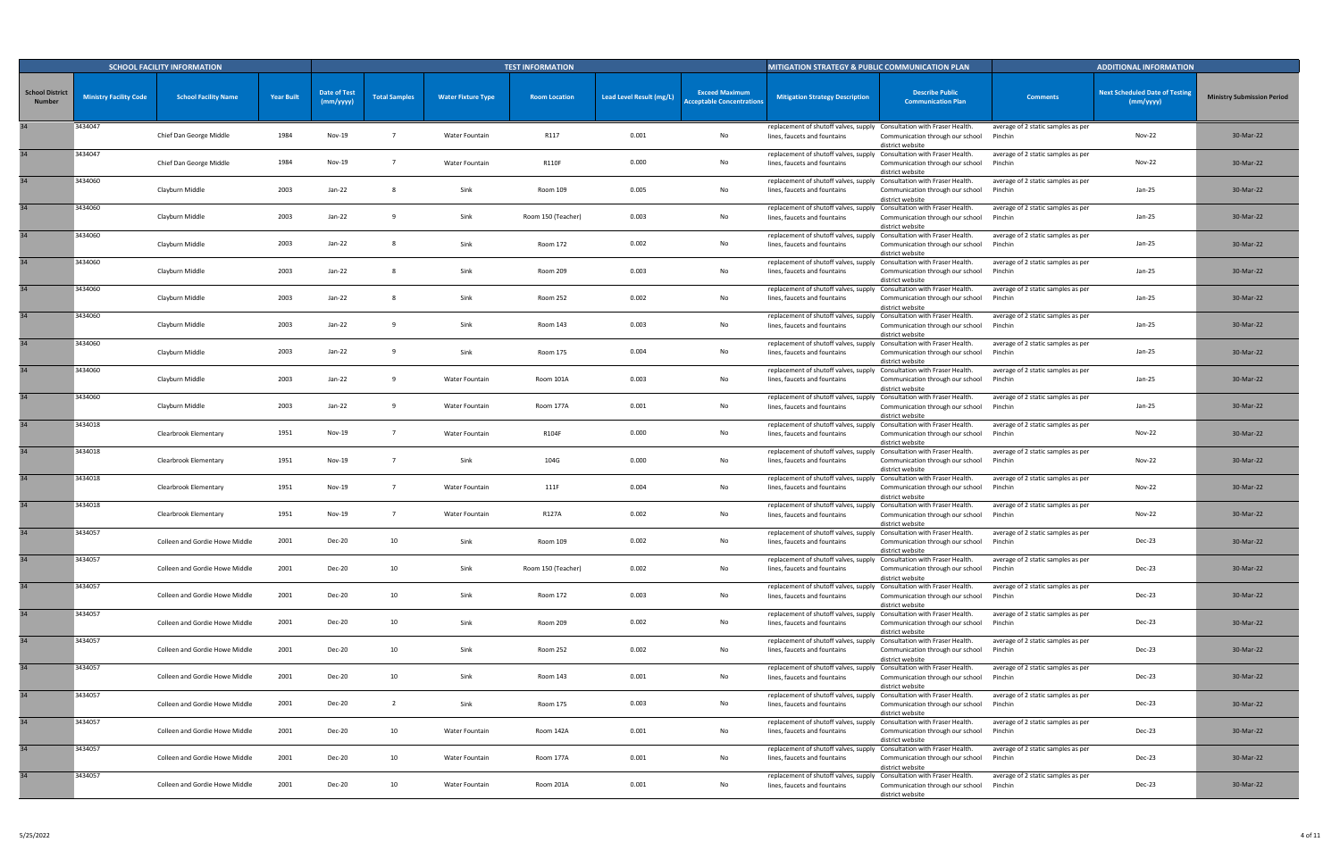| SCHOOL FACILITY INFORMATION | | | | TEST INFORMATION | | | | | | MITIGATION STRATEGY & PUBLIC COMMUNICATION PLAN | | ADDITIONAL INFORMATION | | |
|---|---|---|---|---|---|---|---|---|---|---|---|---|---|---|
| School District Number | Ministry Facility Code | School Facility Name | Year Built | Date of Test (mm/yyyy) | Total Samples | Water Fixture Type | Room Location | Lead Level Result (mg/L) | Exceed Maximum Acceptable Concentrations | Mitigation Strategy Description | Describe Public Communication Plan | Comments | Next Scheduled Date of Testing (mm/yyyy) | Ministry Submission Period |
| 34 | 3434047 | Chief Dan George Middle | 1984 | Nov-19 | 7 | Water Fountain | R117 | 0.001 | No | replacement of shutoff valves, supply lines, faucets and fountains | Consultation with Fraser Health. Communication through our school district website | average of 2 static samples as per Pinchin | Nov-22 | 30-Mar-22 |
| 34 | 3434047 | Chief Dan George Middle | 1984 | Nov-19 | 7 | Water Fountain | R110F | 0.000 | No | replacement of shutoff valves, supply lines, faucets and fountains | Consultation with Fraser Health. Communication through our school district website | average of 2 static samples as per Pinchin | Nov-22 | 30-Mar-22 |
| 34 | 3434060 | Clayburn Middle | 2003 | Jan-22 | 8 | Sink | Room 109 | 0.005 | No | replacement of shutoff valves, supply lines, faucets and fountains | Consultation with Fraser Health. Communication through our school district website | average of 2 static samples as per Pinchin | Jan-25 | 30-Mar-22 |
| 34 | 3434060 | Clayburn Middle | 2003 | Jan-22 | 9 | Sink | Room 150 (Teacher) | 0.003 | No | replacement of shutoff valves, supply lines, faucets and fountains | Consultation with Fraser Health. Communication through our school district website | average of 2 static samples as per Pinchin | Jan-25 | 30-Mar-22 |
| 34 | 3434060 | Clayburn Middle | 2003 | Jan-22 | 8 | Sink | Room 172 | 0.002 | No | replacement of shutoff valves, supply lines, faucets and fountains | Consultation with Fraser Health. Communication through our school district website | average of 2 static samples as per Pinchin | Jan-25 | 30-Mar-22 |
| 34 | 3434060 | Clayburn Middle | 2003 | Jan-22 | 8 | Sink | Room 209 | 0.003 | No | replacement of shutoff valves, supply lines, faucets and fountains | Consultation with Fraser Health. Communication through our school district website | average of 2 static samples as per Pinchin | Jan-25 | 30-Mar-22 |
| 34 | 3434060 | Clayburn Middle | 2003 | Jan-22 | 8 | Sink | Room 252 | 0.002 | No | replacement of shutoff valves, supply lines, faucets and fountains | Consultation with Fraser Health. Communication through our school district website | average of 2 static samples as per Pinchin | Jan-25 | 30-Mar-22 |
| 34 | 3434060 | Clayburn Middle | 2003 | Jan-22 | 9 | Sink | Room 143 | 0.003 | No | replacement of shutoff valves, supply lines, faucets and fountains | Consultation with Fraser Health. Communication through our school district website | average of 2 static samples as per Pinchin | Jan-25 | 30-Mar-22 |
| 34 | 3434060 | Clayburn Middle | 2003 | Jan-22 | 9 | Sink | Room 175 | 0.004 | No | replacement of shutoff valves, supply lines, faucets and fountains | Consultation with Fraser Health. Communication through our school district website | average of 2 static samples as per Pinchin | Jan-25 | 30-Mar-22 |
| 34 | 3434060 | Clayburn Middle | 2003 | Jan-22 | 9 | Water Fountain | Room 101A | 0.003 | No | replacement of shutoff valves, supply lines, faucets and fountains | Consultation with Fraser Health. Communication through our school district website | average of 2 static samples as per Pinchin | Jan-25 | 30-Mar-22 |
| 34 | 3434060 | Clayburn Middle | 2003 | Jan-22 | 9 | Water Fountain | Room 177A | 0.001 | No | replacement of shutoff valves, supply lines, faucets and fountains | Consultation with Fraser Health. Communication through our school district website | average of 2 static samples as per Pinchin | Jan-25 | 30-Mar-22 |
| 34 | 3434018 | Clearbrook Elementary | 1951 | Nov-19 | 7 | Water Fountain | R104F | 0.000 | No | replacement of shutoff valves, supply lines, faucets and fountains | Consultation with Fraser Health. Communication through our school district website | average of 2 static samples as per Pinchin | Nov-22 | 30-Mar-22 |
| 34 | 3434018 | Clearbrook Elementary | 1951 | Nov-19 | 7 | Sink | 104G | 0.000 | No | replacement of shutoff valves, supply lines, faucets and fountains | Consultation with Fraser Health. Communication through our school district website | average of 2 static samples as per Pinchin | Nov-22 | 30-Mar-22 |
| 34 | 3434018 | Clearbrook Elementary | 1951 | Nov-19 | 7 | Water Fountain | 111F | 0.004 | No | replacement of shutoff valves, supply lines, faucets and fountains | Consultation with Fraser Health. Communication through our school district website | average of 2 static samples as per Pinchin | Nov-22 | 30-Mar-22 |
| 34 | 3434018 | Clearbrook Elementary | 1951 | Nov-19 | 7 | Water Fountain | R127A | 0.002 | No | replacement of shutoff valves, supply lines, faucets and fountains | Consultation with Fraser Health. Communication through our school district website | average of 2 static samples as per Pinchin | Nov-22 | 30-Mar-22 |
| 34 | 3434057 | Colleen and Gordie Howe Middle | 2001 | Dec-20 | 10 | Sink | Room 109 | 0.002 | No | replacement of shutoff valves, supply lines, faucets and fountains | Consultation with Fraser Health. Communication through our school district website | average of 2 static samples as per Pinchin | Dec-23 | 30-Mar-22 |
| 34 | 3434057 | Colleen and Gordie Howe Middle | 2001 | Dec-20 | 10 | Sink | Room 150 (Teacher) | 0.002 | No | replacement of shutoff valves, supply lines, faucets and fountains | Consultation with Fraser Health. Communication through our school district website | average of 2 static samples as per Pinchin | Dec-23 | 30-Mar-22 |
| 34 | 3434057 | Colleen and Gordie Howe Middle | 2001 | Dec-20 | 10 | Sink | Room 172 | 0.003 | No | replacement of shutoff valves, supply lines, faucets and fountains | Consultation with Fraser Health. Communication through our school district website | average of 2 static samples as per Pinchin | Dec-23 | 30-Mar-22 |
| 34 | 3434057 | Colleen and Gordie Howe Middle | 2001 | Dec-20 | 10 | Sink | Room 209 | 0.002 | No | replacement of shutoff valves, supply lines, faucets and fountains | Consultation with Fraser Health. Communication through our school district website | average of 2 static samples as per Pinchin | Dec-23 | 30-Mar-22 |
| 34 | 3434057 | Colleen and Gordie Howe Middle | 2001 | Dec-20 | 10 | Sink | Room 252 | 0.002 | No | replacement of shutoff valves, supply lines, faucets and fountains | Consultation with Fraser Health. Communication through our school district website | average of 2 static samples as per Pinchin | Dec-23 | 30-Mar-22 |
| 34 | 3434057 | Colleen and Gordie Howe Middle | 2001 | Dec-20 | 10 | Sink | Room 143 | 0.001 | No | replacement of shutoff valves, supply lines, faucets and fountains | Consultation with Fraser Health. Communication through our school district website | average of 2 static samples as per Pinchin | Dec-23 | 30-Mar-22 |
| 34 | 3434057 | Colleen and Gordie Howe Middle | 2001 | Dec-20 | 2 | Sink | Room 175 | 0.003 | No | replacement of shutoff valves, supply lines, faucets and fountains | Consultation with Fraser Health. Communication through our school district website | average of 2 static samples as per Pinchin | Dec-23 | 30-Mar-22 |
| 34 | 3434057 | Colleen and Gordie Howe Middle | 2001 | Dec-20 | 10 | Water Fountain | Room 142A | 0.001 | No | replacement of shutoff valves, supply lines, faucets and fountains | Consultation with Fraser Health. Communication through our school district website | average of 2 static samples as per Pinchin | Dec-23 | 30-Mar-22 |
| 34 | 3434057 | Colleen and Gordie Howe Middle | 2001 | Dec-20 | 10 | Water Fountain | Room 177A | 0.001 | No | replacement of shutoff valves, supply lines, faucets and fountains | Consultation with Fraser Health. Communication through our school district website | average of 2 static samples as per Pinchin | Dec-23 | 30-Mar-22 |
| 34 | 3434057 | Colleen and Gordie Howe Middle | 2001 | Dec-20 | 10 | Water Fountain | Room 201A | 0.001 | No | replacement of shutoff valves, supply lines, faucets and fountains | Consultation with Fraser Health. Communication through our school district website | average of 2 static samples as per Pinchin | Dec-23 | 30-Mar-22 |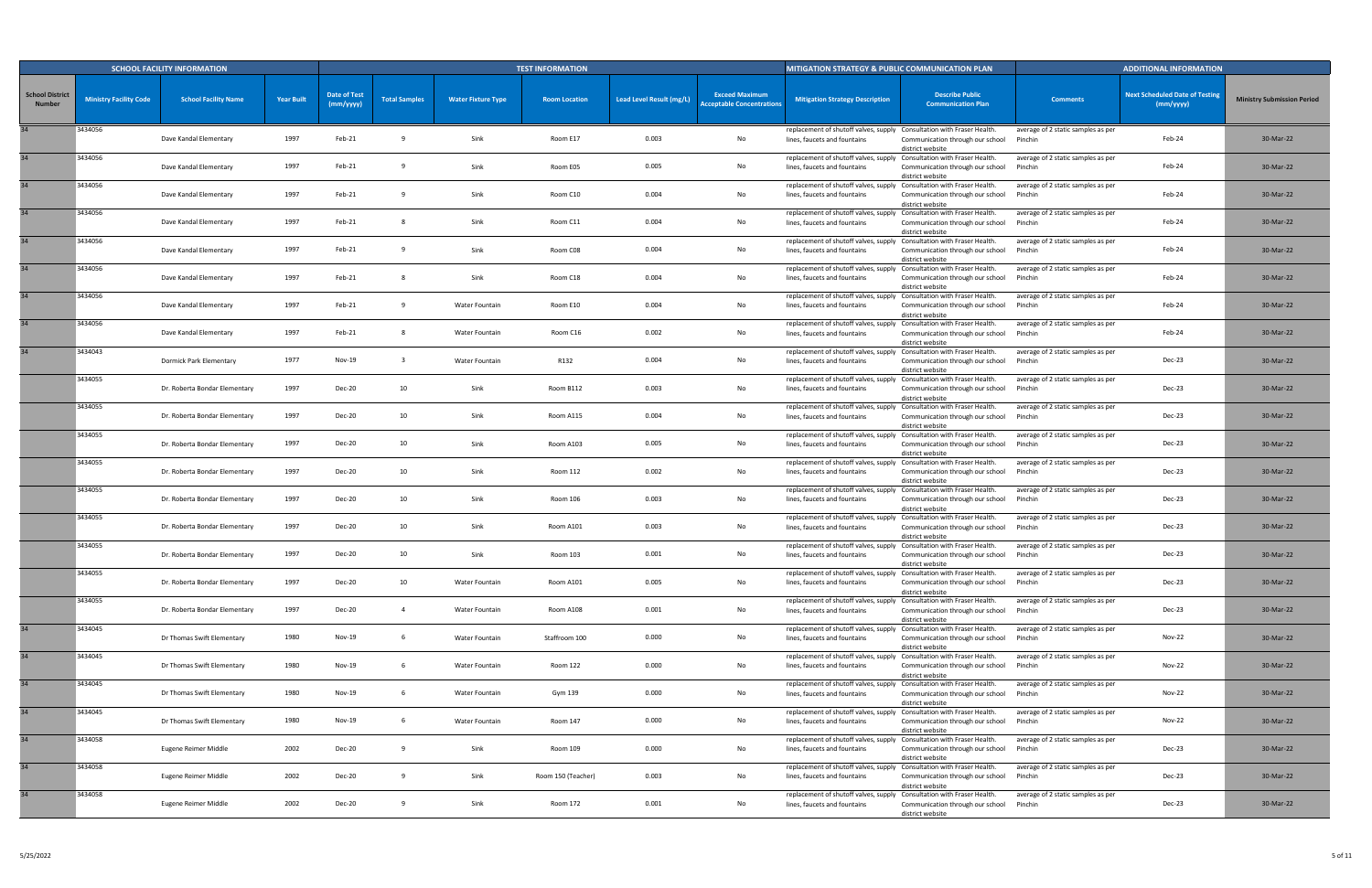| SCHOOL FACILITY INFORMATION | | | | TEST INFORMATION | | | | | | MITIGATION STRATEGY & PUBLIC COMMUNICATION PLAN | | ADDITIONAL INFORMATION | | |
|---|---|---|---|---|---|---|---|---|---|---|---|---|---|---|
| School District Number | Ministry Facility Code | School Facility Name | Year Built | Date of Test (mm/yyyy) | Total Samples | Water Fixture Type | Room Location | Lead Level Result (mg/L) | Exceed Maximum Acceptable Concentrations | Mitigation Strategy Description | Describe Public Communication Plan | Comments | Next Scheduled Date of Testing (mm/yyyy) | Ministry Submission Period |
| 34 | 3434056 | Dave Kandal Elementary | 1997 | Feb-21 | 9 | Sink | Room E17 | 0.003 | No | replacement of shutoff valves, supply lines, faucets and fountains | Consultation with Fraser Health. Communication through our school district website | average of 2 static samples as per Pinchin | Feb-24 | 30-Mar-22 |
| 34 | 3434056 | Dave Kandal Elementary | 1997 | Feb-21 | 9 | Sink | Room E05 | 0.005 | No | replacement of shutoff valves, supply lines, faucets and fountains | Consultation with Fraser Health. Communication through our school district website | average of 2 static samples as per Pinchin | Feb-24 | 30-Mar-22 |
| 34 | 3434056 | Dave Kandal Elementary | 1997 | Feb-21 | 9 | Sink | Room C10 | 0.004 | No | replacement of shutoff valves, supply lines, faucets and fountains | Consultation with Fraser Health. Communication through our school district website | average of 2 static samples as per Pinchin | Feb-24 | 30-Mar-22 |
| 34 | 3434056 | Dave Kandal Elementary | 1997 | Feb-21 | 8 | Sink | Room C11 | 0.004 | No | replacement of shutoff valves, supply lines, faucets and fountains | Consultation with Fraser Health. Communication through our school district website | average of 2 static samples as per Pinchin | Feb-24 | 30-Mar-22 |
| 34 | 3434056 | Dave Kandal Elementary | 1997 | Feb-21 | 9 | Sink | Room C08 | 0.004 | No | replacement of shutoff valves, supply lines, faucets and fountains | Consultation with Fraser Health. Communication through our school district website | average of 2 static samples as per Pinchin | Feb-24 | 30-Mar-22 |
| 34 | 3434056 | Dave Kandal Elementary | 1997 | Feb-21 | 8 | Sink | Room C18 | 0.004 | No | replacement of shutoff valves, supply lines, faucets and fountains | Consultation with Fraser Health. Communication through our school district website | average of 2 static samples as per Pinchin | Feb-24 | 30-Mar-22 |
| 34 | 3434056 | Dave Kandal Elementary | 1997 | Feb-21 | 9 | Water Fountain | Room E10 | 0.004 | No | replacement of shutoff valves, supply lines, faucets and fountains | Consultation with Fraser Health. Communication through our school district website | average of 2 static samples as per Pinchin | Feb-24 | 30-Mar-22 |
| 34 | 3434056 | Dave Kandal Elementary | 1997 | Feb-21 | 8 | Water Fountain | Room C16 | 0.002 | No | replacement of shutoff valves, supply lines, faucets and fountains | Consultation with Fraser Health. Communication through our school district website | average of 2 static samples as per Pinchin | Feb-24 | 30-Mar-22 |
| 34 | 3434043 | Dormick Park Elementary | 1977 | Nov-19 | 3 | Water Fountain | R132 | 0.004 | No | replacement of shutoff valves, supply lines, faucets and fountains | Consultation with Fraser Health. Communication through our school district website | average of 2 static samples as per Pinchin | Dec-23 | 30-Mar-22 |
| | 3434055 | Dr. Roberta Bondar Elementary | 1997 | Dec-20 | 10 | Sink | Room B112 | 0.003 | No | replacement of shutoff valves, supply lines, faucets and fountains | Consultation with Fraser Health. Communication through our school district website | average of 2 static samples as per Pinchin | Dec-23 | 30-Mar-22 |
| | 3434055 | Dr. Roberta Bondar Elementary | 1997 | Dec-20 | 10 | Sink | Room A115 | 0.004 | No | replacement of shutoff valves, supply lines, faucets and fountains | Consultation with Fraser Health. Communication through our school district website | average of 2 static samples as per Pinchin | Dec-23 | 30-Mar-22 |
| | 3434055 | Dr. Roberta Bondar Elementary | 1997 | Dec-20 | 10 | Sink | Room A103 | 0.005 | No | replacement of shutoff valves, supply lines, faucets and fountains | Consultation with Fraser Health. Communication through our school district website | average of 2 static samples as per Pinchin | Dec-23 | 30-Mar-22 |
| | 3434055 | Dr. Roberta Bondar Elementary | 1997 | Dec-20 | 10 | Sink | Room 112 | 0.002 | No | replacement of shutoff valves, supply lines, faucets and fountains | Consultation with Fraser Health. Communication through our school district website | average of 2 static samples as per Pinchin | Dec-23 | 30-Mar-22 |
| | 3434055 | Dr. Roberta Bondar Elementary | 1997 | Dec-20 | 10 | Sink | Room 106 | 0.003 | No | replacement of shutoff valves, supply lines, faucets and fountains | Consultation with Fraser Health. Communication through our school district website | average of 2 static samples as per Pinchin | Dec-23 | 30-Mar-22 |
| | 3434055 | Dr. Roberta Bondar Elementary | 1997 | Dec-20 | 10 | Sink | Room A101 | 0.003 | No | replacement of shutoff valves, supply lines, faucets and fountains | Consultation with Fraser Health. Communication through our school district website | average of 2 static samples as per Pinchin | Dec-23 | 30-Mar-22 |
| | 3434055 | Dr. Roberta Bondar Elementary | 1997 | Dec-20 | 10 | Sink | Room 103 | 0.001 | No | replacement of shutoff valves, supply lines, faucets and fountains | Consultation with Fraser Health. Communication through our school district website | average of 2 static samples as per Pinchin | Dec-23 | 30-Mar-22 |
| | 3434055 | Dr. Roberta Bondar Elementary | 1997 | Dec-20 | 10 | Water Fountain | Room A101 | 0.005 | No | replacement of shutoff valves, supply lines, faucets and fountains | Consultation with Fraser Health. Communication through our school district website | average of 2 static samples as per Pinchin | Dec-23 | 30-Mar-22 |
| | 3434055 | Dr. Roberta Bondar Elementary | 1997 | Dec-20 | 4 | Water Fountain | Room A108 | 0.001 | No | replacement of shutoff valves, supply lines, faucets and fountains | Consultation with Fraser Health. Communication through our school district website | average of 2 static samples as per Pinchin | Dec-23 | 30-Mar-22 |
| 34 | 3434045 | Dr Thomas Swift Elementary | 1980 | Nov-19 | 6 | Water Fountain | Staffroom 100 | 0.000 | No | replacement of shutoff valves, supply lines, faucets and fountains | Consultation with Fraser Health. Communication through our school district website | average of 2 static samples as per Pinchin | Nov-22 | 30-Mar-22 |
| 34 | 3434045 | Dr Thomas Swift Elementary | 1980 | Nov-19 | 6 | Water Fountain | Room 122 | 0.000 | No | replacement of shutoff valves, supply lines, faucets and fountains | Consultation with Fraser Health. Communication through our school district website | average of 2 static samples as per Pinchin | Nov-22 | 30-Mar-22 |
| 34 | 3434045 | Dr Thomas Swift Elementary | 1980 | Nov-19 | 6 | Water Fountain | Gym 139 | 0.000 | No | replacement of shutoff valves, supply lines, faucets and fountains | Consultation with Fraser Health. Communication through our school district website | average of 2 static samples as per Pinchin | Nov-22 | 30-Mar-22 |
| 34 | 3434045 | Dr Thomas Swift Elementary | 1980 | Nov-19 | 6 | Water Fountain | Room 147 | 0.000 | No | replacement of shutoff valves, supply lines, faucets and fountains | Consultation with Fraser Health. Communication through our school district website | average of 2 static samples as per Pinchin | Nov-22 | 30-Mar-22 |
| 34 | 3434058 | Eugene Reimer Middle | 2002 | Dec-20 | 9 | Sink | Room 109 | 0.000 | No | replacement of shutoff valves, supply lines, faucets and fountains | Consultation with Fraser Health. Communication through our school district website | average of 2 static samples as per Pinchin | Dec-23 | 30-Mar-22 |
| 34 | 3434058 | Eugene Reimer Middle | 2002 | Dec-20 | 9 | Sink | Room 150 (Teacher) | 0.003 | No | replacement of shutoff valves, supply lines, faucets and fountains | Consultation with Fraser Health. Communication through our school district website | average of 2 static samples as per Pinchin | Dec-23 | 30-Mar-22 |
| 34 | 3434058 | Eugene Reimer Middle | 2002 | Dec-20 | 9 | Sink | Room 172 | 0.001 | No | replacement of shutoff valves, supply lines, faucets and fountains | Consultation with Fraser Health. Communication through our school district website | average of 2 static samples as per Pinchin | Dec-23 | 30-Mar-22 |

5/25/2022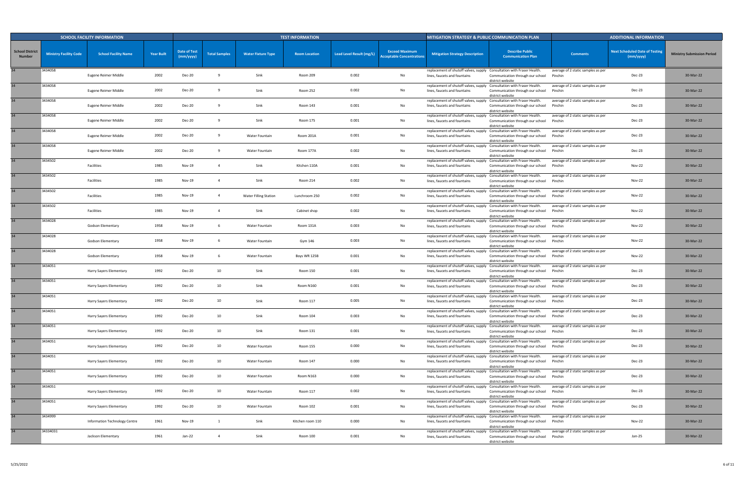| SCHOOL FACILITY INFORMATION | | | | TEST INFORMATION | | | | | | MITIGATION STRATEGY & PUBLIC COMMUNICATION PLAN | | ADDITIONAL INFORMATION | | |
|---|---|---|---|---|---|---|---|---|---|---|---|---|---|---|
| School District Number | Ministry Facility Code | School Facility Name | Year Built | Date of Test (mm/yyyy) | Total Samples | Water Fixture Type | Room Location | Lead Level Result (mg/L) | Exceed Maximum Acceptable Concentrations | Mitigation Strategy Description | Describe Public Communication Plan | Comments | Next Scheduled Date of Testing (mm/yyyy) | Ministry Submission Period |
| 34 | 3434058 | Eugene Reimer Middle | 2002 | Dec-20 | 9 | Sink | Room 209 | 0.002 | No | replacement of shutoff valves, supply lines, faucets and fountains | Consultation with Fraser Health. Communication through our school district website | average of 2 static samples as per Pinchin | Dec-23 | 30-Mar-22 |
| 34 | 3434058 | Eugene Reimer Middle | 2002 | Dec-20 | 9 | Sink | Room 252 | 0.002 | No | replacement of shutoff valves, supply lines, faucets and fountains | Consultation with Fraser Health. Communication through our school district website | average of 2 static samples as per Pinchin | Dec-23 | 30-Mar-22 |
| 34 | 3434058 | Eugene Reimer Middle | 2002 | Dec-20 | 9 | Sink | Room 143 | 0.001 | No | replacement of shutoff valves, supply lines, faucets and fountains | Consultation with Fraser Health. Communication through our school district website | average of 2 static samples as per Pinchin | Dec-23 | 30-Mar-22 |
| 34 | 3434058 | Eugene Reimer Middle | 2002 | Dec-20 | 9 | Sink | Room 175 | 0.001 | No | replacement of shutoff valves, supply lines, faucets and fountains | Consultation with Fraser Health. Communication through our school district website | average of 2 static samples as per Pinchin | Dec-23 | 30-Mar-22 |
| 34 | 3434058 | Eugene Reimer Middle | 2002 | Dec-20 | 9 | Water Fountain | Room 201A | 0.001 | No | replacement of shutoff valves, supply lines, faucets and fountains | Consultation with Fraser Health. Communication through our school district website | average of 2 static samples as per Pinchin | Dec-23 | 30-Mar-22 |
| 34 | 3434058 | Eugene Reimer Middle | 2002 | Dec-20 | 9 | Water Fountain | Room 177A | 0.002 | No | replacement of shutoff valves, supply lines, faucets and fountains | Consultation with Fraser Health. Communication through our school district website | average of 2 static samples as per Pinchin | Dec-23 | 30-Mar-22 |
| 34 | 3434502 | Facilities | 1985 | Nov-19 | 4 | Sink | Kitchen 110A | 0.001 | No | replacement of shutoff valves, supply lines, faucets and fountains | Consultation with Fraser Health. Communication through our school district website | average of 2 static samples as per Pinchin | Nov-22 | 30-Mar-22 |
| 34 | 3434502 | Facilities | 1985 | Nov-19 | 4 | Sink | Room 214 | 0.002 | No | replacement of shutoff valves, supply lines, faucets and fountains | Consultation with Fraser Health. Communication through our school district website | average of 2 static samples as per Pinchin | Nov-22 | 30-Mar-22 |
| 34 | 3434502 | Facilities | 1985 | Nov-19 | 4 | Water Filling Station | Lunchroom 250 | 0.002 | No | replacement of shutoff valves, supply lines, faucets and fountains | Consultation with Fraser Health. Communication through our school district website | average of 2 static samples as per Pinchin | Nov-22 | 30-Mar-22 |
| 34 | 3434502 | Facilities | 1985 | Nov-19 | 4 | Sink | Cabinet shop | 0.002 | No | replacement of shutoff valves, supply lines, faucets and fountains | Consultation with Fraser Health. Communication through our school district website | average of 2 static samples as per Pinchin | Nov-22 | 30-Mar-22 |
| 34 | 3434028 | Godson Elementary | 1958 | Nov-19 | 6 | Water Fountain | Room 131A | 0.003 | No | replacement of shutoff valves, supply lines, faucets and fountains | Consultation with Fraser Health. Communication through our school district website | average of 2 static samples as per Pinchin | Nov-22 | 30-Mar-22 |
| 34 | 3434028 | Godson Elementary | 1958 | Nov-19 | 6 | Water Fountain | Gym 146 | 0.003 | No | replacement of shutoff valves, supply lines, faucets and fountains | Consultation with Fraser Health. Communication through our school district website | average of 2 static samples as per Pinchin | Nov-22 | 30-Mar-22 |
| 34 | 3434028 | Godson Elementary | 1958 | Nov-19 | 6 | Water Fountain | Boys WR 125B | 0.001 | No | replacement of shutoff valves, supply lines, faucets and fountains | Consultation with Fraser Health. Communication through our school district website | average of 2 static samples as per Pinchin | Nov-22 | 30-Mar-22 |
| 34 | 3434051 | Harry Sayers Elementary | 1992 | Dec-20 | 10 | Sink | Room 150 | 0.001 | No | replacement of shutoff valves, supply lines, faucets and fountains | Consultation with Fraser Health. Communication through our school district website | average of 2 static samples as per Pinchin | Dec-23 | 30-Mar-22 |
| 34 | 3434051 | Harry Sayers Elementary | 1992 | Dec-20 | 10 | Sink | Room N160 | 0.001 | No | replacement of shutoff valves, supply lines, faucets and fountains | Consultation with Fraser Health. Communication through our school district website | average of 2 static samples as per Pinchin | Dec-23 | 30-Mar-22 |
| 34 | 3434051 | Harry Sayers Elementary | 1992 | Dec-20 | 10 | Sink | Room 117 | 0.005 | No | replacement of shutoff valves, supply lines, faucets and fountains | Consultation with Fraser Health. Communication through our school district website | average of 2 static samples as per Pinchin | Dec-23 | 30-Mar-22 |
| 34 | 3434051 | Harry Sayers Elementary | 1992 | Dec-20 | 10 | Sink | Room 104 | 0.003 | No | replacement of shutoff valves, supply lines, faucets and fountains | Consultation with Fraser Health. Communication through our school district website | average of 2 static samples as per Pinchin | Dec-23 | 30-Mar-22 |
| 34 | 3434051 | Harry Sayers Elementary | 1992 | Dec-20 | 10 | Sink | Room 131 | 0.001 | No | replacement of shutoff valves, supply lines, faucets and fountains | Consultation with Fraser Health. Communication through our school district website | average of 2 static samples as per Pinchin | Dec-23 | 30-Mar-22 |
| 34 | 3434051 | Harry Sayers Elementary | 1992 | Dec-20 | 10 | Water Fountain | Room 155 | 0.000 | No | replacement of shutoff valves, supply lines, faucets and fountains | Consultation with Fraser Health. Communication through our school district website | average of 2 static samples as per Pinchin | Dec-23 | 30-Mar-22 |
| 34 | 3434051 | Harry Sayers Elementary | 1992 | Dec-20 | 10 | Water Fountain | Room 147 | 0.000 | No | replacement of shutoff valves, supply lines, faucets and fountains | Consultation with Fraser Health. Communication through our school district website | average of 2 static samples as per Pinchin | Dec-23 | 30-Mar-22 |
| 34 | 3434051 | Harry Sayers Elementary | 1992 | Dec-20 | 10 | Water Fountain | Room N163 | 0.000 | No | replacement of shutoff valves, supply lines, faucets and fountains | Consultation with Fraser Health. Communication through our school district website | average of 2 static samples as per Pinchin | Dec-23 | 30-Mar-22 |
| 34 | 3434051 | Harry Sayers Elementary | 1992 | Dec-20 | 10 | Water Fountain | Room 117 | 0.002 | No | replacement of shutoff valves, supply lines, faucets and fountains | Consultation with Fraser Health. Communication through our school district website | average of 2 static samples as per Pinchin | Dec-23 | 30-Mar-22 |
| 34 | 3434051 | Harry Sayers Elementary | 1992 | Dec-20 | 10 | Water Fountain | Room 102 | 0.001 | No | replacement of shutoff valves, supply lines, faucets and fountains | Consultation with Fraser Health. Communication through our school district website | average of 2 static samples as per Pinchin | Dec-23 | 30-Mar-22 |
| 34 | 3434999 | Information Technology Centre | 1961 | Nov-19 | 1 | Sink | Kitchen room 110 | 0.000 | No | replacement of shutoff valves, supply lines, faucets and fountains | Consultation with Fraser Health. Communication through our school district website | average of 2 static samples as per Pinchin | Nov-22 | 30-Mar-22 |
| 34 | 34334031 | Jackson Elementary | 1961 | Jan-22 | 4 | Sink | Room 100 | 0.001 | No | replacement of shutoff valves, supply lines, faucets and fountains | Consultation with Fraser Health. Communication through our school district website | average of 2 static samples as per Pinchin | Jan-25 | 30-Mar-22 |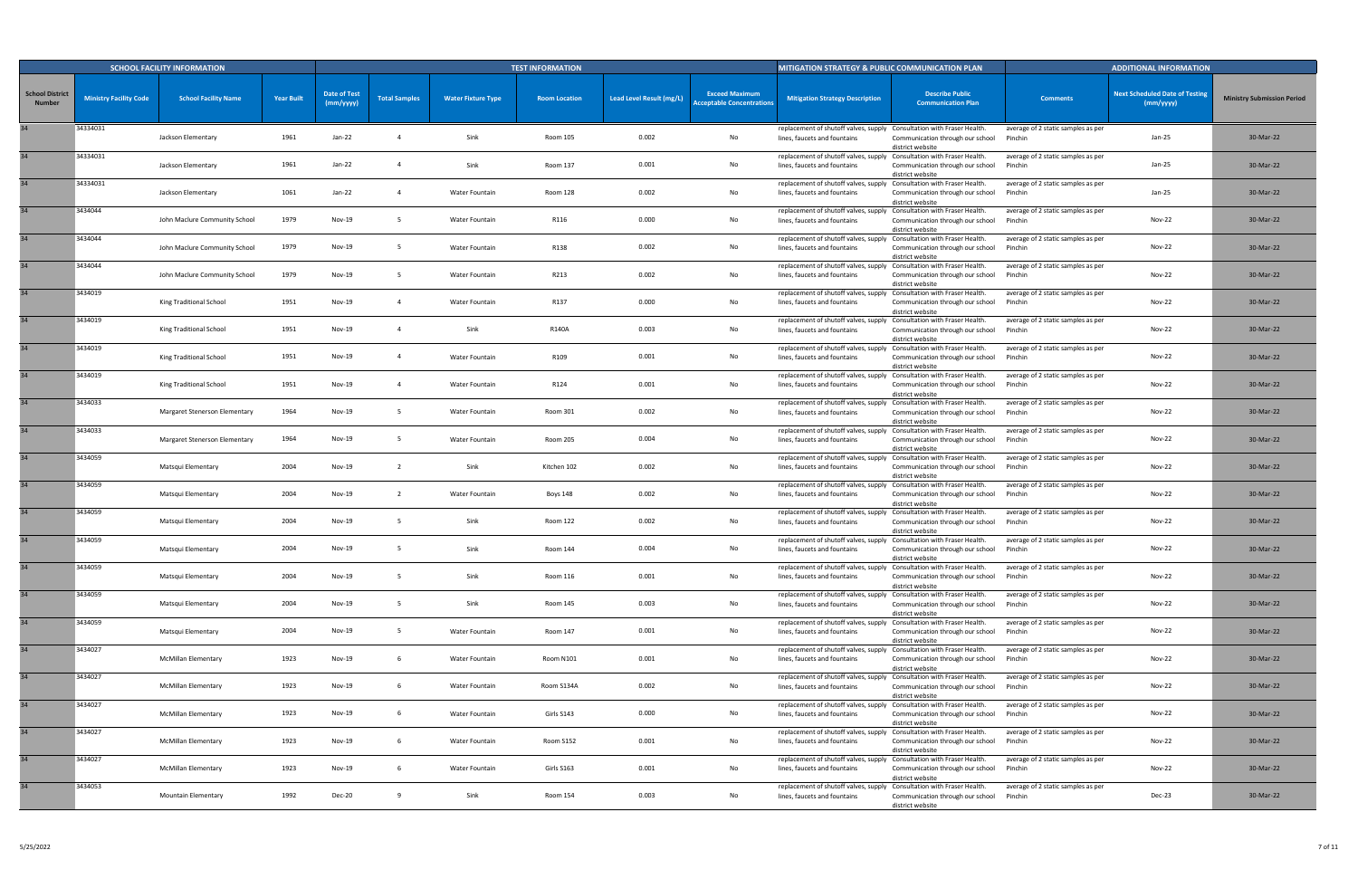| SCHOOL FACILITY INFORMATION | | | | TEST INFORMATION | | | | | | MITIGATION STRATEGY & PUBLIC COMMUNICATION PLAN | | ADDITIONAL INFORMATION | | |
|---|---|---|---|---|---|---|---|---|---|---|---|---|---|---|
| School District Number | Ministry Facility Code | School Facility Name | Year Built | Date of Test (mm/yyyy) | Total Samples | Water Fixture Type | Room Location | Lead Level Result (mg/L) | Exceed Maximum Acceptable Concentrations | Mitigation Strategy Description | Describe Public Communication Plan | Comments | Next Scheduled Date of Testing (mm/yyyy) | Ministry Submission Period |
| 34 | 34334031 | Jackson Elementary | 1961 | Jan-22 | 4 | Sink | Room 105 | 0.002 | No | replacement of shutoff valves, supply lines, faucets and fountains | Consultation with Fraser Health. Communication through our school district website | average of 2 static samples as per Pinchin | Jan-25 | 30-Mar-22 |
| 34 | 34334031 | Jackson Elementary | 1961 | Jan-22 | 4 | Sink | Room 137 | 0.001 | No | replacement of shutoff valves, supply lines, faucets and fountains | Consultation with Fraser Health. Communication through our school district website | average of 2 static samples as per Pinchin | Jan-25 | 30-Mar-22 |
| 34 | 34334031 | Jackson Elementary | 1061 | Jan-22 | 4 | Water Fountain | Room 128 | 0.002 | No | replacement of shutoff valves, supply lines, faucets and fountains | Consultation with Fraser Health. Communication through our school district website | average of 2 static samples as per Pinchin | Jan-25 | 30-Mar-22 |
| 34 | 3434044 | John Maclure Community School | 1979 | Nov-19 | 5 | Water Fountain | R116 | 0.000 | No | replacement of shutoff valves, supply lines, faucets and fountains | Consultation with Fraser Health. Communication through our school district website | average of 2 static samples as per Pinchin | Nov-22 | 30-Mar-22 |
| 34 | 3434044 | John Maclure Community School | 1979 | Nov-19 | 5 | Water Fountain | R138 | 0.002 | No | replacement of shutoff valves, supply lines, faucets and fountains | Consultation with Fraser Health. Communication through our school district website | average of 2 static samples as per Pinchin | Nov-22 | 30-Mar-22 |
| 34 | 3434044 | John Maclure Community School | 1979 | Nov-19 | 5 | Water Fountain | R213 | 0.002 | No | replacement of shutoff valves, supply lines, faucets and fountains | Consultation with Fraser Health. Communication through our school district website | average of 2 static samples as per Pinchin | Nov-22 | 30-Mar-22 |
| 34 | 3434019 | King Traditional School | 1951 | Nov-19 | 4 | Water Fountain | R137 | 0.000 | No | replacement of shutoff valves, supply lines, faucets and fountains | Consultation with Fraser Health. Communication through our school district website | average of 2 static samples as per Pinchin | Nov-22 | 30-Mar-22 |
| 34 | 3434019 | King Traditional School | 1951 | Nov-19 | 4 | Sink | R140A | 0.003 | No | replacement of shutoff valves, supply lines, faucets and fountains | Consultation with Fraser Health. Communication through our school district website | average of 2 static samples as per Pinchin | Nov-22 | 30-Mar-22 |
| 34 | 3434019 | King Traditional School | 1951 | Nov-19 | 4 | Water Fountain | R109 | 0.001 | No | replacement of shutoff valves, supply lines, faucets and fountains | Consultation with Fraser Health. Communication through our school district website | average of 2 static samples as per Pinchin | Nov-22 | 30-Mar-22 |
| 34 | 3434019 | King Traditional School | 1951 | Nov-19 | 4 | Water Fountain | R124 | 0.001 | No | replacement of shutoff valves, supply lines, faucets and fountains | Consultation with Fraser Health. Communication through our school district website | average of 2 static samples as per Pinchin | Nov-22 | 30-Mar-22 |
| 34 | 3434033 | Margaret Stenerson Elementary | 1964 | Nov-19 | 5 | Water Fountain | Room 301 | 0.002 | No | replacement of shutoff valves, supply lines, faucets and fountains | Consultation with Fraser Health. Communication through our school district website | average of 2 static samples as per Pinchin | Nov-22 | 30-Mar-22 |
| 34 | 3434033 | Margaret Stenerson Elementary | 1964 | Nov-19 | 5 | Water Fountain | Room 205 | 0.004 | No | replacement of shutoff valves, supply lines, faucets and fountains | Consultation with Fraser Health. Communication through our school district website | average of 2 static samples as per Pinchin | Nov-22 | 30-Mar-22 |
| 34 | 3434059 | Matsqui Elementary | 2004 | Nov-19 | 2 | Sink | Kitchen 102 | 0.002 | No | replacement of shutoff valves, supply lines, faucets and fountains | Consultation with Fraser Health. Communication through our school district website | average of 2 static samples as per Pinchin | Nov-22 | 30-Mar-22 |
| 34 | 3434059 | Matsqui Elementary | 2004 | Nov-19 | 2 | Water Fountain | Boys 148 | 0.002 | No | replacement of shutoff valves, supply lines, faucets and fountains | Consultation with Fraser Health. Communication through our school district website | average of 2 static samples as per Pinchin | Nov-22 | 30-Mar-22 |
| 34 | 3434059 | Matsqui Elementary | 2004 | Nov-19 | 5 | Sink | Room 122 | 0.002 | No | replacement of shutoff valves, supply lines, faucets and fountains | Consultation with Fraser Health. Communication through our school district website | average of 2 static samples as per Pinchin | Nov-22 | 30-Mar-22 |
| 34 | 3434059 | Matsqui Elementary | 2004 | Nov-19 | 5 | Sink | Room 144 | 0.004 | No | replacement of shutoff valves, supply lines, faucets and fountains | Consultation with Fraser Health. Communication through our school district website | average of 2 static samples as per Pinchin | Nov-22 | 30-Mar-22 |
| 34 | 3434059 | Matsqui Elementary | 2004 | Nov-19 | 5 | Sink | Room 116 | 0.001 | No | replacement of shutoff valves, supply lines, faucets and fountains | Consultation with Fraser Health. Communication through our school district website | average of 2 static samples as per Pinchin | Nov-22 | 30-Mar-22 |
| 34 | 3434059 | Matsqui Elementary | 2004 | Nov-19 | 5 | Sink | Room 145 | 0.003 | No | replacement of shutoff valves, supply lines, faucets and fountains | Consultation with Fraser Health. Communication through our school district website | average of 2 static samples as per Pinchin | Nov-22 | 30-Mar-22 |
| 34 | 3434059 | Matsqui Elementary | 2004 | Nov-19 | 5 | Water Fountain | Room 147 | 0.001 | No | replacement of shutoff valves, supply lines, faucets and fountains | Consultation with Fraser Health. Communication through our school district website | average of 2 static samples as per Pinchin | Nov-22 | 30-Mar-22 |
| 34 | 3434027 | McMillan Elementary | 1923 | Nov-19 | 6 | Water Fountain | Room N101 | 0.001 | No | replacement of shutoff valves, supply lines, faucets and fountains | Consultation with Fraser Health. Communication through our school district website | average of 2 static samples as per Pinchin | Nov-22 | 30-Mar-22 |
| 34 | 3434027 | McMillan Elementary | 1923 | Nov-19 | 6 | Water Fountain | Room S134A | 0.002 | No | replacement of shutoff valves, supply lines, faucets and fountains | Consultation with Fraser Health. Communication through our school district website | average of 2 static samples as per Pinchin | Nov-22 | 30-Mar-22 |
| 34 | 3434027 | McMillan Elementary | 1923 | Nov-19 | 6 | Water Fountain | Girls S143 | 0.000 | No | replacement of shutoff valves, supply lines, faucets and fountains | Consultation with Fraser Health. Communication through our school district website | average of 2 static samples as per Pinchin | Nov-22 | 30-Mar-22 |
| 34 | 3434027 | McMillan Elementary | 1923 | Nov-19 | 6 | Water Fountain | Room S152 | 0.001 | No | replacement of shutoff valves, supply lines, faucets and fountains | Consultation with Fraser Health. Communication through our school district website | average of 2 static samples as per Pinchin | Nov-22 | 30-Mar-22 |
| 34 | 3434027 | McMillan Elementary | 1923 | Nov-19 | 6 | Water Fountain | Girls S163 | 0.001 | No | replacement of shutoff valves, supply lines, faucets and fountains | Consultation with Fraser Health. Communication through our school district website | average of 2 static samples as per Pinchin | Nov-22 | 30-Mar-22 |
| 34 | 3434053 | Mountain Elementary | 1992 | Dec-20 | 9 | Sink | Room 154 | 0.003 | No | replacement of shutoff valves, supply lines, faucets and fountains | Consultation with Fraser Health. Communication through our school district website | average of 2 static samples as per Pinchin | Dec-23 | 30-Mar-22 |

5/25/2022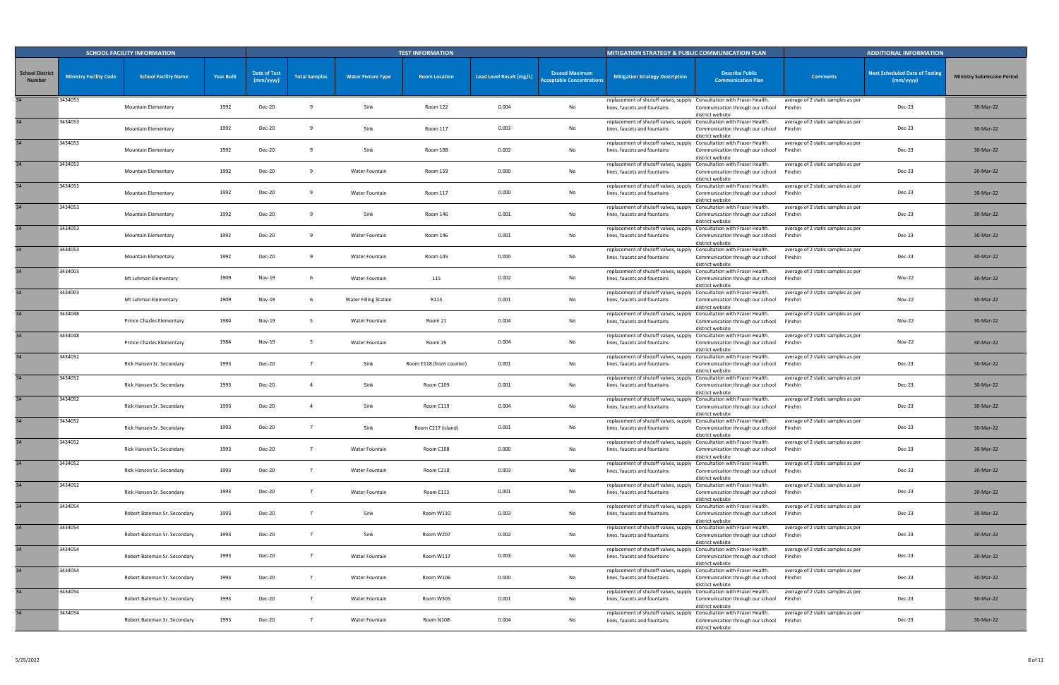| SCHOOL FACILITY INFORMATION | | | | TEST INFORMATION | | | | | | MITIGATION STRATEGY & PUBLIC COMMUNICATION PLAN | | ADDITIONAL INFORMATION | | |
|---|---|---|---|---|---|---|---|---|---|---|---|---|---|---|
| School District Number | Ministry Facility Code | School Facility Name | Year Built | Date of Test (mm/yyyy) | Total Samples | Water Fixture Type | Room Location | Lead Level Result (mg/L) | Exceed Maximum Acceptable Concentrations | Mitigation Strategy Description | Describe Public Communication Plan | Comments | Next Scheduled Date of Testing (mm/yyyy) | Ministry Submission Period |
| 34 | 3434053 | Mountain Elementary | 1992 | Dec-20 | 9 | Sink | Room 122 | 0.004 | No | replacement of shutoff valves, supply lines, faucets and fountains | Consultation with Fraser Health. Communication through our school district website | average of 2 static samples as per Pinchin | Dec-23 | 30-Mar-22 |
| 34 | 3434053 | Mountain Elementary | 1992 | Dec-20 | 9 | Sink | Room 117 | 0.003 | No | replacement of shutoff valves, supply lines, faucets and fountains | Consultation with Fraser Health. Communication through our school district website | average of 2 static samples as per Pinchin | Dec-23 | 30-Mar-22 |
| 34 | 3434053 | Mountain Elementary | 1992 | Dec-20 | 9 | Sink | Room 108 | 0.002 | No | replacement of shutoff valves, supply lines, faucets and fountains | Consultation with Fraser Health. Communication through our school district website | average of 2 static samples as per Pinchin | Dec-23 | 30-Mar-22 |
| 34 | 3434053 | Mountain Elementary | 1992 | Dec-20 | 9 | Water Fountain | Room 159 | 0.000 | No | replacement of shutoff valves, supply lines, faucets and fountains | Consultation with Fraser Health. Communication through our school district website | average of 2 static samples as per Pinchin | Dec-23 | 30-Mar-22 |
| 34 | 3434053 | Mountain Elementary | 1992 | Dec-20 | 9 | Water Fountain | Room 117 | 0.000 | No | replacement of shutoff valves, supply lines, faucets and fountains | Consultation with Fraser Health. Communication through our school district website | average of 2 static samples as per Pinchin | Dec-23 | 30-Mar-22 |
| 34 | 3434053 | Mountain Elementary | 1992 | Dec-20 | 9 | Sink | Room 146 | 0.001 | No | replacement of shutoff valves, supply lines, faucets and fountains | Consultation with Fraser Health. Communication through our school district website | average of 2 static samples as per Pinchin | Dec-23 | 30-Mar-22 |
| 34 | 3434053 | Mountain Elementary | 1992 | Dec-20 | 9 | Water Fountain | Room 146 | 0.001 | No | replacement of shutoff valves, supply lines, faucets and fountains | Consultation with Fraser Health. Communication through our school district website | average of 2 static samples as per Pinchin | Dec-23 | 30-Mar-22 |
| 34 | 3434053 | Mountain Elementary | 1992 | Dec-20 | 9 | Water Fountain | Room 145 | 0.000 | No | replacement of shutoff valves, supply lines, faucets and fountains | Consultation with Fraser Health. Communication through our school district website | average of 2 static samples as per Pinchin | Dec-23 | 30-Mar-22 |
| 34 | 3434003 | Mt Lehman Elementary | 1909 | Nov-19 | 6 | Water Fountain | 115 | 0.002 | No | replacement of shutoff valves, supply lines, faucets and fountains | Consultation with Fraser Health. Communication through our school district website | average of 2 static samples as per Pinchin | Nov-22 | 30-Mar-22 |
| 34 | 3434003 | Mt Lehman Elementary | 1909 | Nov-19 | 6 | Water Filling Station | R113 | 0.001 | No | replacement of shutoff valves, supply lines, faucets and fountains | Consultation with Fraser Health. Communication through our school district website | average of 2 static samples as per Pinchin | Nov-22 | 30-Mar-22 |
| 34 | 3434048 | Prince Charles Elementary | 1984 | Nov-19 | 5 | Water Fountain | Room 21 | 0.004 | No | replacement of shutoff valves, supply lines, faucets and fountains | Consultation with Fraser Health. Communication through our school district website | average of 2 static samples as per Pinchin | Nov-22 | 30-Mar-22 |
| 34 | 3434048 | Prince Charles Elementary | 1984 | Nov-19 | 5 | Water Fountain | Room 25 | 0.004 | No | replacement of shutoff valves, supply lines, faucets and fountains | Consultation with Fraser Health. Communication through our school district website | average of 2 static samples as per Pinchin | Nov-22 | 30-Mar-22 |
| 34 | 3434052 | Rick Hansen Sr. Secondary | 1993 | Dec-20 | 7 | Sink | Room E118 (front counter) | 0.001 | No | replacement of shutoff valves, supply lines, faucets and fountains | Consultation with Fraser Health. Communication through our school district website | average of 2 static samples as per Pinchin | Dec-23 | 30-Mar-22 |
| 34 | 3434052 | Rick Hansen Sr. Secondary | 1993 | Dec-20 | 4 | Sink | Room C109 | 0.001 | No | replacement of shutoff valves, supply lines, faucets and fountains | Consultation with Fraser Health. Communication through our school district website | average of 2 static samples as per Pinchin | Dec-23 | 30-Mar-22 |
| 34 | 3434052 | Rick Hansen Sr. Secondary | 1993 | Dec-20 | 4 | Sink | Room C119 | 0.004 | No | replacement of shutoff valves, supply lines, faucets and fountains | Consultation with Fraser Health. Communication through our school district website | average of 2 static samples as per Pinchin | Dec-23 | 30-Mar-22 |
| 34 | 3434052 | Rick Hansen Sr. Secondary | 1993 | Dec-20 | 7 | Sink | Room C217 (island) | 0.001 | No | replacement of shutoff valves, supply lines, faucets and fountains | Consultation with Fraser Health. Communication through our school district website | average of 2 static samples as per Pinchin | Dec-23 | 30-Mar-22 |
| 34 | 3434052 | Rick Hansen Sr. Secondary | 1993 | Dec-20 | 7 | Water Fountain | Room C108 | 0.000 | No | replacement of shutoff valves, supply lines, faucets and fountains | Consultation with Fraser Health. Communication through our school district website | average of 2 static samples as per Pinchin | Dec-23 | 30-Mar-22 |
| 34 | 3434052 | Rick Hansen Sr. Secondary | 1993 | Dec-20 | 7 | Water Fountain | Room C218 | 0.003 | No | replacement of shutoff valves, supply lines, faucets and fountains | Consultation with Fraser Health. Communication through our school district website | average of 2 static samples as per Pinchin | Dec-23 | 30-Mar-22 |
| 34 | 3434052 | Rick Hansen Sr. Secondary | 1993 | Dec-20 | 7 | Water Fountain | Room E113 | 0.001 | No | replacement of shutoff valves, supply lines, faucets and fountains | Consultation with Fraser Health. Communication through our school district website | average of 2 static samples as per Pinchin | Dec-23 | 30-Mar-22 |
| 34 | 3434054 | Robert Bateman Sr. Secondary | 1993 | Dec-20 | 7 | Sink | Room W110 | 0.003 | No | replacement of shutoff valves, supply lines, faucets and fountains | Consultation with Fraser Health. Communication through our school district website | average of 2 static samples as per Pinchin | Dec-23 | 30-Mar-22 |
| 34 | 3434054 | Robert Bateman Sr. Secondary | 1993 | Dec-20 | 7 | Sink | Room W207 | 0.002 | No | replacement of shutoff valves, supply lines, faucets and fountains | Consultation with Fraser Health. Communication through our school district website | average of 2 static samples as per Pinchin | Dec-23 | 30-Mar-22 |
| 34 | 3434054 | Robert Bateman Sr. Secondary | 1993 | Dec-20 | 7 | Water Fountain | Room W117 | 0.003 | No | replacement of shutoff valves, supply lines, faucets and fountains | Consultation with Fraser Health. Communication through our school district website | average of 2 static samples as per Pinchin | Dec-23 | 30-Mar-22 |
| 34 | 3434054 | Robert Bateman Sr. Secondary | 1993 | Dec-20 | 7 | Water Fountain | Room W106 | 0.000 | No | replacement of shutoff valves, supply lines, faucets and fountains | Consultation with Fraser Health. Communication through our school district website | average of 2 static samples as per Pinchin | Dec-23 | 30-Mar-22 |
| 34 | 3434054 | Robert Bateman Sr. Secondary | 1993 | Dec-20 | 7 | Water Fountain | Room W305 | 0.001 | No | replacement of shutoff valves, supply lines, faucets and fountains | Consultation with Fraser Health. Communication through our school district website | average of 2 static samples as per Pinchin | Dec-23 | 30-Mar-22 |
| 34 | 3434054 | Robert Bateman Sr. Secondary | 1993 | Dec-20 | 7 | Water Fountain | Room N108 | 0.004 | No | replacement of shutoff valves, supply lines, faucets and fountains | Consultation with Fraser Health. Communication through our school district website | average of 2 static samples as per Pinchin | Dec-23 | 30-Mar-22 |

5/25/2022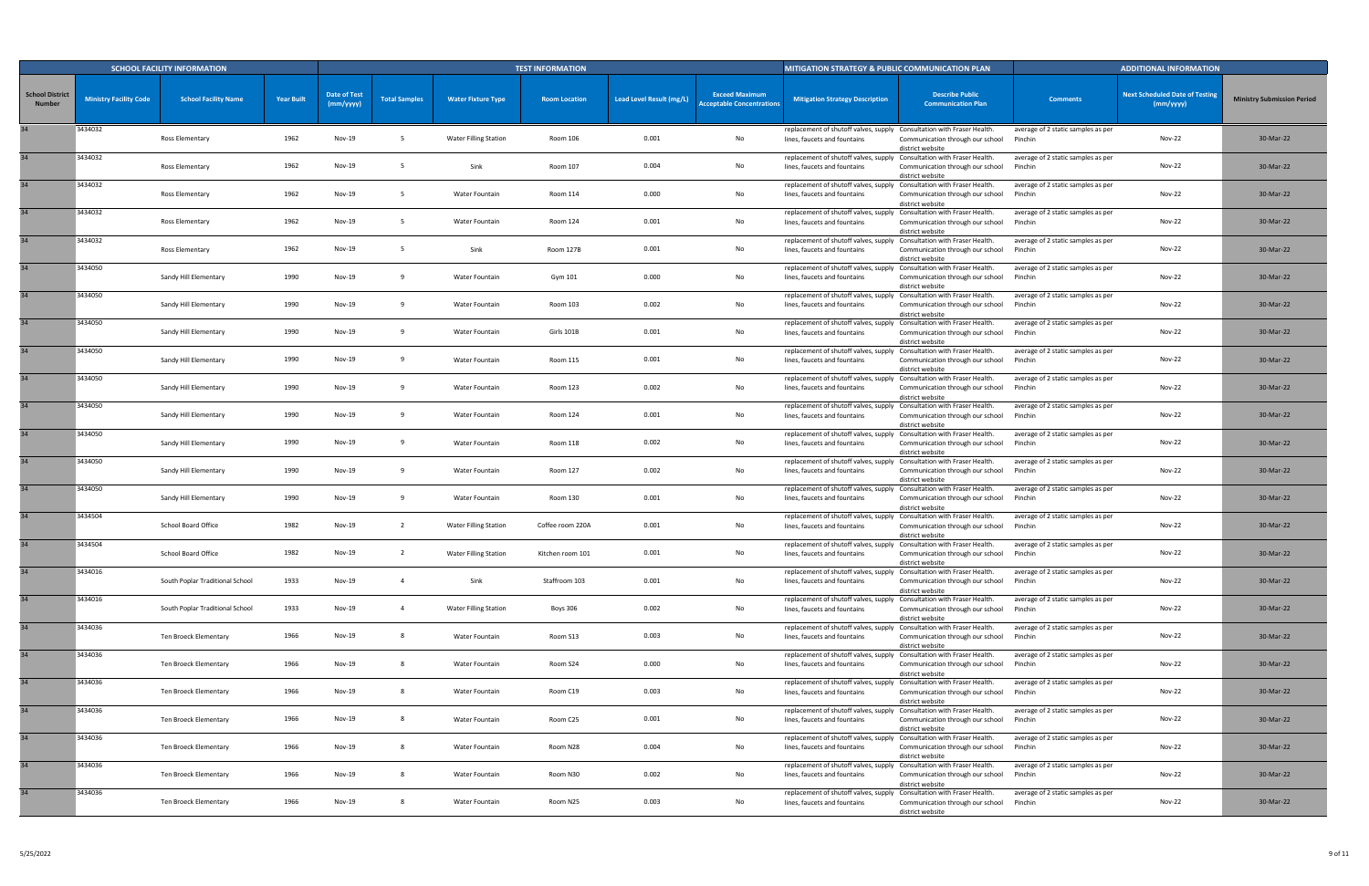| SCHOOL FACILITY INFORMATION | | | | TEST INFORMATION | | | | | | MITIGATION STRATEGY & PUBLIC COMMUNICATION PLAN | | ADDITIONAL INFORMATION | | |
|---|---|---|---|---|---|---|---|---|---|---|---|---|---|---|
| School District Number | Ministry Facility Code | School Facility Name | Year Built | Date of Test (mm/yyyy) | Total Samples | Water Fixture Type | Room Location | Lead Level Result (mg/L) | Exceed Maximum Acceptable Concentrations | Mitigation Strategy Description | Describe Public Communication Plan | Comments | Next Scheduled Date of Testing (mm/yyyy) | Ministry Submission Period |
| 34 | 3434032 | Ross Elementary | 1962 | Nov-19 | 5 | Water Filling Station | Room 106 | 0.001 | No | replacement of shutoff valves, supply lines, faucets and fountains | Consultation with Fraser Health. Communication through our school district website | average of 2 static samples as per Pinchin | Nov-22 | 30-Mar-22 |
| 34 | 3434032 | Ross Elementary | 1962 | Nov-19 | 5 | Sink | Room 107 | 0.004 | No | replacement of shutoff valves, supply lines, faucets and fountains | Consultation with Fraser Health. Communication through our school district website | average of 2 static samples as per Pinchin | Nov-22 | 30-Mar-22 |
| 34 | 3434032 | Ross Elementary | 1962 | Nov-19 | 5 | Water Fountain | Room 114 | 0.000 | No | replacement of shutoff valves, supply lines, faucets and fountains | Consultation with Fraser Health. Communication through our school district website | average of 2 static samples as per Pinchin | Nov-22 | 30-Mar-22 |
| 34 | 3434032 | Ross Elementary | 1962 | Nov-19 | 5 | Water Fountain | Room 124 | 0.001 | No | replacement of shutoff valves, supply lines, faucets and fountains | Consultation with Fraser Health. Communication through our school district website | average of 2 static samples as per Pinchin | Nov-22 | 30-Mar-22 |
| 34 | 3434032 | Ross Elementary | 1962 | Nov-19 | 5 | Sink | Room 127B | 0.001 | No | replacement of shutoff valves, supply lines, faucets and fountains | Consultation with Fraser Health. Communication through our school district website | average of 2 static samples as per Pinchin | Nov-22 | 30-Mar-22 |
| 34 | 3434050 | Sandy Hill Elementary | 1990 | Nov-19 | 9 | Water Fountain | Gym 101 | 0.000 | No | replacement of shutoff valves, supply lines, faucets and fountains | Consultation with Fraser Health. Communication through our school district website | average of 2 static samples as per Pinchin | Nov-22 | 30-Mar-22 |
| 34 | 3434050 | Sandy Hill Elementary | 1990 | Nov-19 | 9 | Water Fountain | Room 103 | 0.002 | No | replacement of shutoff valves, supply lines, faucets and fountains | Consultation with Fraser Health. Communication through our school district website | average of 2 static samples as per Pinchin | Nov-22 | 30-Mar-22 |
| 34 | 3434050 | Sandy Hill Elementary | 1990 | Nov-19 | 9 | Water Fountain | Girls 101B | 0.001 | No | replacement of shutoff valves, supply lines, faucets and fountains | Consultation with Fraser Health. Communication through our school district website | average of 2 static samples as per Pinchin | Nov-22 | 30-Mar-22 |
| 34 | 3434050 | Sandy Hill Elementary | 1990 | Nov-19 | 9 | Water Fountain | Room 115 | 0.001 | No | replacement of shutoff valves, supply lines, faucets and fountains | Consultation with Fraser Health. Communication through our school district website | average of 2 static samples as per Pinchin | Nov-22 | 30-Mar-22 |
| 34 | 3434050 | Sandy Hill Elementary | 1990 | Nov-19 | 9 | Water Fountain | Room 123 | 0.002 | No | replacement of shutoff valves, supply lines, faucets and fountains | Consultation with Fraser Health. Communication through our school district website | average of 2 static samples as per Pinchin | Nov-22 | 30-Mar-22 |
| 34 | 3434050 | Sandy Hill Elementary | 1990 | Nov-19 | 9 | Water Fountain | Room 124 | 0.001 | No | replacement of shutoff valves, supply lines, faucets and fountains | Consultation with Fraser Health. Communication through our school district website | average of 2 static samples as per Pinchin | Nov-22 | 30-Mar-22 |
| 34 | 3434050 | Sandy Hill Elementary | 1990 | Nov-19 | 9 | Water Fountain | Room 118 | 0.002 | No | replacement of shutoff valves, supply lines, faucets and fountains | Consultation with Fraser Health. Communication through our school district website | average of 2 static samples as per Pinchin | Nov-22 | 30-Mar-22 |
| 34 | 3434050 | Sandy Hill Elementary | 1990 | Nov-19 | 9 | Water Fountain | Room 127 | 0.002 | No | replacement of shutoff valves, supply lines, faucets and fountains | Consultation with Fraser Health. Communication through our school district website | average of 2 static samples as per Pinchin | Nov-22 | 30-Mar-22 |
| 34 | 3434050 | Sandy Hill Elementary | 1990 | Nov-19 | 9 | Water Fountain | Room 130 | 0.001 | No | replacement of shutoff valves, supply lines, faucets and fountains | Consultation with Fraser Health. Communication through our school district website | average of 2 static samples as per Pinchin | Nov-22 | 30-Mar-22 |
| 34 | 3434504 | School Board Office | 1982 | Nov-19 | 2 | Water Filling Station | Coffee room 220A | 0.001 | No | replacement of shutoff valves, supply lines, faucets and fountains | Consultation with Fraser Health. Communication through our school district website | average of 2 static samples as per Pinchin | Nov-22 | 30-Mar-22 |
| 34 | 3434504 | School Board Office | 1982 | Nov-19 | 2 | Water Filling Station | Kitchen room 101 | 0.001 | No | replacement of shutoff valves, supply lines, faucets and fountains | Consultation with Fraser Health. Communication through our school district website | average of 2 static samples as per Pinchin | Nov-22 | 30-Mar-22 |
| 34 | 3434016 | South Poplar Traditional School | 1933 | Nov-19 | 4 | Sink | Staffroom 103 | 0.001 | No | replacement of shutoff valves, supply lines, faucets and fountains | Consultation with Fraser Health. Communication through our school district website | average of 2 static samples as per Pinchin | Nov-22 | 30-Mar-22 |
| 34 | 3434016 | South Poplar Traditional School | 1933 | Nov-19 | 4 | Water Filling Station | Boys 306 | 0.002 | No | replacement of shutoff valves, supply lines, faucets and fountains | Consultation with Fraser Health. Communication through our school district website | average of 2 static samples as per Pinchin | Nov-22 | 30-Mar-22 |
| 34 | 3434036 | Ten Broeck Elementary | 1966 | Nov-19 | 8 | Water Fountain | Room S13 | 0.003 | No | replacement of shutoff valves, supply lines, faucets and fountains | Consultation with Fraser Health. Communication through our school district website | average of 2 static samples as per Pinchin | Nov-22 | 30-Mar-22 |
| 34 | 3434036 | Ten Broeck Elementary | 1966 | Nov-19 | 8 | Water Fountain | Room S24 | 0.000 | No | replacement of shutoff valves, supply lines, faucets and fountains | Consultation with Fraser Health. Communication through our school district website | average of 2 static samples as per Pinchin | Nov-22 | 30-Mar-22 |
| 34 | 3434036 | Ten Broeck Elementary | 1966 | Nov-19 | 8 | Water Fountain | Room C19 | 0.003 | No | replacement of shutoff valves, supply lines, faucets and fountains | Consultation with Fraser Health. Communication through our school district website | average of 2 static samples as per Pinchin | Nov-22 | 30-Mar-22 |
| 34 | 3434036 | Ten Broeck Elementary | 1966 | Nov-19 | 8 | Water Fountain | Room C25 | 0.001 | No | replacement of shutoff valves, supply lines, faucets and fountains | Consultation with Fraser Health. Communication through our school district website | average of 2 static samples as per Pinchin | Nov-22 | 30-Mar-22 |
| 34 | 3434036 | Ten Broeck Elementary | 1966 | Nov-19 | 8 | Water Fountain | Room N28 | 0.004 | No | replacement of shutoff valves, supply lines, faucets and fountains | Consultation with Fraser Health. Communication through our school district website | average of 2 static samples as per Pinchin | Nov-22 | 30-Mar-22 |
| 34 | 3434036 | Ten Broeck Elementary | 1966 | Nov-19 | 8 | Water Fountain | Room N30 | 0.002 | No | replacement of shutoff valves, supply lines, faucets and fountains | Consultation with Fraser Health. Communication through our school district website | average of 2 static samples as per Pinchin | Nov-22 | 30-Mar-22 |
| 34 | 3434036 | Ten Broeck Elementary | 1966 | Nov-19 | 8 | Water Fountain | Room N25 | 0.003 | No | replacement of shutoff valves, supply lines, faucets and fountains | Consultation with Fraser Health. Communication through our school district website | average of 2 static samples as per Pinchin | Nov-22 | 30-Mar-22 |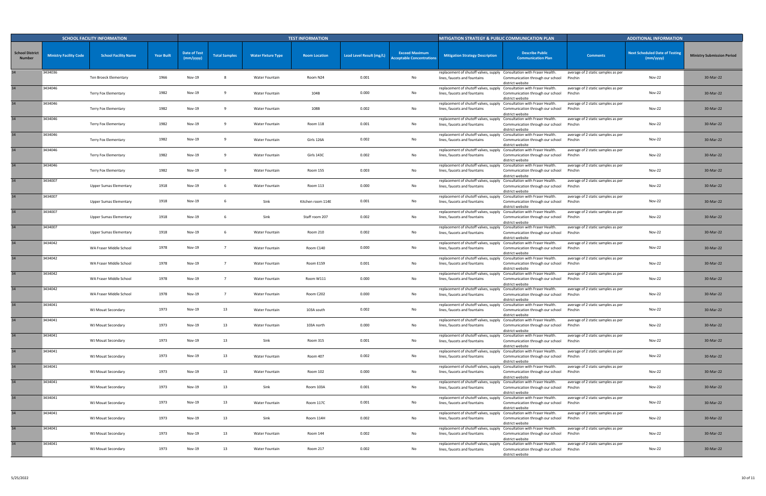| SCHOOL FACILITY INFORMATION | | | | TEST INFORMATION | | | | | | MITIGATION STRATEGY & PUBLIC COMMUNICATION PLAN | | ADDITIONAL INFORMATION | | |
|---|---|---|---|---|---|---|---|---|---|---|---|---|---|---|
| School District Number | Ministry Facility Code | School Facility Name | Year Built | Date of Test (mm/yyyy) | Total Samples | Water Fixture Type | Room Location | Lead Level Result (mg/L) | Exceed Maximum Acceptable Concentrations | Mitigation Strategy Description | Describe Public Communication Plan | Comments | Next Scheduled Date of Testing (mm/yyyy) | Ministry Submission Period |
| 34 | 3434036 | Ten Broeck Elementary | 1966 | Nov-19 | 8 | Water Fountain | Room N24 | 0.001 | No | replacement of shutoff valves, supply lines, faucets and fountains | Consultation with Fraser Health. Communication through our school district website | average of 2 static samples as per Pinchin | Nov-22 | 30-Mar-22 |
| 34 | 3434046 | Terry Fox Elementary | 1982 | Nov-19 | 9 | Water Fountain | 104B | 0.000 | No | replacement of shutoff valves, supply lines, faucets and fountains | Consultation with Fraser Health. Communication through our school district website | average of 2 static samples as per Pinchin | Nov-22 | 30-Mar-22 |
| 34 | 3434046 | Terry Fox Elementary | 1982 | Nov-19 | 9 | Water Fountain | 108B | 0.002 | No | replacement of shutoff valves, supply lines, faucets and fountains | Consultation with Fraser Health. Communication through our school district website | average of 2 static samples as per Pinchin | Nov-22 | 30-Mar-22 |
| 34 | 3434046 | Terry Fox Elementary | 1982 | Nov-19 | 9 | Water Fountain | Room 118 | 0.001 | No | replacement of shutoff valves, supply lines, faucets and fountains | Consultation with Fraser Health. Communication through our school district website | average of 2 static samples as per Pinchin | Nov-22 | 30-Mar-22 |
| 34 | 3434046 | Terry Fox Elementary | 1982 | Nov-19 | 9 | Water Fountain | Girls 126A | 0.002 | No | replacement of shutoff valves, supply lines, faucets and fountains | Consultation with Fraser Health. Communication through our school district website | average of 2 static samples as per Pinchin | Nov-22 | 30-Mar-22 |
| 34 | 3434046 | Terry Fox Elementary | 1982 | Nov-19 | 9 | Water Fountain | Girls 143C | 0.002 | No | replacement of shutoff valves, supply lines, faucets and fountains | Consultation with Fraser Health. Communication through our school district website | average of 2 static samples as per Pinchin | Nov-22 | 30-Mar-22 |
| 34 | 3434046 | Terry Fox Elementary | 1982 | Nov-19 | 9 | Water Fountain | Room 155 | 0.003 | No | replacement of shutoff valves, supply lines, faucets and fountains | Consultation with Fraser Health. Communication through our school district website | average of 2 static samples as per Pinchin | Nov-22 | 30-Mar-22 |
| 34 | 3434007 | Upper Sumas Elementary | 1918 | Nov-19 | 6 | Water Fountain | Room 113 | 0.000 | No | replacement of shutoff valves, supply lines, faucets and fountains | Consultation with Fraser Health. Communication through our school district website | average of 2 static samples as per Pinchin | Nov-22 | 30-Mar-22 |
| 34 | 3434007 | Upper Sumas Elementary | 1918 | Nov-19 | 6 | Sink | Kitchen room 114E | 0.001 | No | replacement of shutoff valves, supply lines, faucets and fountains | Consultation with Fraser Health. Communication through our school district website | average of 2 static samples as per Pinchin | Nov-22 | 30-Mar-22 |
| 34 | 3434007 | Upper Sumas Elementary | 1918 | Nov-19 | 6 | Sink | Staff room 207 | 0.002 | No | replacement of shutoff valves, supply lines, faucets and fountains | Consultation with Fraser Health. Communication through our school district website | average of 2 static samples as per Pinchin | Nov-22 | 30-Mar-22 |
| 34 | 3434007 | Upper Sumas Elementary | 1918 | Nov-19 | 6 | Water Fountain | Room 210 | 0.002 | No | replacement of shutoff valves, supply lines, faucets and fountains | Consultation with Fraser Health. Communication through our school district website | average of 2 static samples as per Pinchin | Nov-22 | 30-Mar-22 |
| 34 | 3434042 | WA Fraser Middle School | 1978 | Nov-19 | 7 | Water Fountain | Room C140 | 0.000 | No | replacement of shutoff valves, supply lines, faucets and fountains | Consultation with Fraser Health. Communication through our school district website | average of 2 static samples as per Pinchin | Nov-22 | 30-Mar-22 |
| 34 | 3434042 | WA Fraser Middle School | 1978 | Nov-19 | 7 | Water Fountain | Room E159 | 0.001 | No | replacement of shutoff valves, supply lines, faucets and fountains | Consultation with Fraser Health. Communication through our school district website | average of 2 static samples as per Pinchin | Nov-22 | 30-Mar-22 |
| 34 | 3434042 | WA Fraser Middle School | 1978 | Nov-19 | 7 | Water Fountain | Room W111 | 0.000 | No | replacement of shutoff valves, supply lines, faucets and fountains | Consultation with Fraser Health. Communication through our school district website | average of 2 static samples as per Pinchin | Nov-22 | 30-Mar-22 |
| 34 | 3434042 | WA Fraser Middle School | 1978 | Nov-19 | 7 | Water Fountain | Room C202 | 0.000 | No | replacement of shutoff valves, supply lines, faucets and fountains | Consultation with Fraser Health. Communication through our school district website | average of 2 static samples as per Pinchin | Nov-22 | 30-Mar-22 |
| 34 | 3434041 | WJ Mouat Secondary | 1973 | Nov-19 | 13 | Water Fountain | 103A south | 0.002 | No | replacement of shutoff valves, supply lines, faucets and fountains | Consultation with Fraser Health. Communication through our school district website | average of 2 static samples as per Pinchin | Nov-22 | 30-Mar-22 |
| 34 | 3434041 | WJ Mouat Secondary | 1973 | Nov-19 | 13 | Water Fountain | 103A north | 0.000 | No | replacement of shutoff valves, supply lines, faucets and fountains | Consultation with Fraser Health. Communication through our school district website | average of 2 static samples as per Pinchin | Nov-22 | 30-Mar-22 |
| 34 | 3434041 | WJ Mouat Secondary | 1973 | Nov-19 | 13 | Sink | Room 315 | 0.001 | No | replacement of shutoff valves, supply lines, faucets and fountains | Consultation with Fraser Health. Communication through our school district website | average of 2 static samples as per Pinchin | Nov-22 | 30-Mar-22 |
| 34 | 3434041 | WJ Mouat Secondary | 1973 | Nov-19 | 13 | Water Fountain | Room 407 | 0.002 | No | replacement of shutoff valves, supply lines, faucets and fountains | Consultation with Fraser Health. Communication through our school district website | average of 2 static samples as per Pinchin | Nov-22 | 30-Mar-22 |
| 34 | 3434041 | WJ Mouat Secondary | 1973 | Nov-19 | 13 | Water Fountain | Room 102 | 0.000 | No | replacement of shutoff valves, supply lines, faucets and fountains | Consultation with Fraser Health. Communication through our school district website | average of 2 static samples as per Pinchin | Nov-22 | 30-Mar-22 |
| 34 | 3434041 | WJ Mouat Secondary | 1973 | Nov-19 | 13 | Sink | Room 103A | 0.001 | No | replacement of shutoff valves, supply lines, faucets and fountains | Consultation with Fraser Health. Communication through our school district website | average of 2 static samples as per Pinchin | Nov-22 | 30-Mar-22 |
| 34 | 3434041 | WJ Mouat Secondary | 1973 | Nov-19 | 13 | Water Fountain | Room 117C | 0.001 | No | replacement of shutoff valves, supply lines, faucets and fountains | Consultation with Fraser Health. Communication through our school district website | average of 2 static samples as per Pinchin | Nov-22 | 30-Mar-22 |
| 34 | 3434041 | WJ Mouat Secondary | 1973 | Nov-19 | 13 | Sink | Room 114H | 0.002 | No | replacement of shutoff valves, supply lines, faucets and fountains | Consultation with Fraser Health. Communication through our school district website | average of 2 static samples as per Pinchin | Nov-22 | 30-Mar-22 |
| 34 | 3434041 | WJ Mouat Secondary | 1973 | Nov-19 | 13 | Water Fountain | Room 144 | 0.002 | No | replacement of shutoff valves, supply lines, faucets and fountains | Consultation with Fraser Health. Communication through our school district website | average of 2 static samples as per Pinchin | Nov-22 | 30-Mar-22 |
| 34 | 3434041 | WJ Mouat Secondary | 1973 | Nov-19 | 13 | Water Fountain | Room 217 | 0.002 | No | replacement of shutoff valves, supply lines, faucets and fountains | Consultation with Fraser Health. Communication through our school district website | average of 2 static samples as per Pinchin | Nov-22 | 30-Mar-22 |

5/25/2022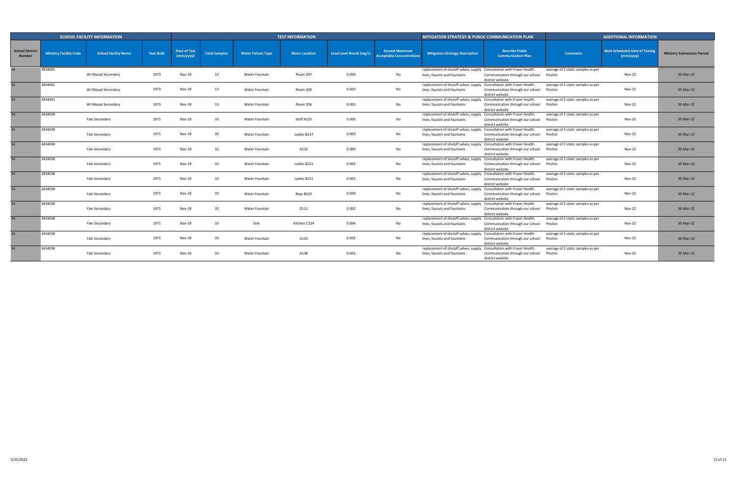| SCHOOL FACILITY INFORMATION | | | | TEST INFORMATION | | | | | | MITIGATION STRATEGY & PUBLIC COMMUNICATION PLAN | | ADDITIONAL INFORMATION | | |
|---|---|---|---|---|---|---|---|---|---|---|---|---|---|---|
| School District Number | Ministry Facility Code | School Facility Name | Year Built | Date of Test (mm/yyyy) | Total Samples | Water Fixture Type | Room Location | Lead Level Result (mg/L) | Exceed Maximum Acceptable Concentrations | Mitigation Strategy Description | Describe Public Communication Plan | Comments | Next Scheduled Date of Testing (mm/yyyy) | Ministry Submission Period |
| 34 | 3434041 | WJ Mouat Secondary | 1973 | Nov-19 | 13 | Water Fountain | Room 207 | 0.004 | No | replacement of shutoff valves, supply lines, faucets and fountains | Consultation with Fraser Health. Communication through our school district website | average of 2 static samples as per Pinchin | Nov-22 | 30-Mar-22 |
| 34 | 3434041 | WJ Mouat Secondary | 1973 | Nov-19 | 13 | Water Fountain | Room 200 | 0.003 | No | replacement of shutoff valves, supply lines, faucets and fountains | Consultation with Fraser Health. Communication through our school district website | average of 2 static samples as per Pinchin | Nov-22 | 30-Mar-22 |
| 34 | 3434041 | WJ Mouat Secondary | 1973 | Nov-19 | 13 | Water Fountain | Room 206 | 0.003 | No | replacement of shutoff valves, supply lines, faucets and fountains | Consultation with Fraser Health. Communication through our school district website | average of 2 static samples as per Pinchin | Nov-22 | 30-Mar-22 |
| 34 | 3434038 | Yale Secondary | 1971 | Nov-19 | 10 | Water Fountain | Staff A125 | 0.000 | No | replacement of shutoff valves, supply lines, faucets and fountains | Consultation with Fraser Health. Communication through our school district website | average of 2 static samples as per Pinchin | Nov-22 | 30-Mar-22 |
| 34 | 3434038 | Yale Secondary | 1971 | Nov-19 | 10 | Water Fountain | Ladies B117 | 0.003 | No | replacement of shutoff valves, supply lines, faucets and fountains | Consultation with Fraser Health. Communication through our school district website | average of 2 static samples as per Pinchin | Nov-22 | 30-Mar-22 |
| 34 | 3434038 | Yale Secondary | 1971 | Nov-19 | 10 | Water Fountain | A132 | 0.000 | No | replacement of shutoff valves, supply lines, faucets and fountains | Consultation with Fraser Health. Communication through our school district website | average of 2 static samples as per Pinchin | Nov-22 | 30-Mar-22 |
| 34 | 3434038 | Yale Secondary | 1971 | Nov-19 | 10 | Water Fountain | Ladies B221 | 0.003 | No | replacement of shutoff valves, supply lines, faucets and fountains | Consultation with Fraser Health. Communication through our school district website | average of 2 static samples as per Pinchin | Nov-22 | 30-Mar-22 |
| 34 | 3434038 | Yale Secondary | 1971 | Nov-19 | 10 | Water Fountain | Ladies B211 | 0.002 | No | replacement of shutoff valves, supply lines, faucets and fountains | Consultation with Fraser Health. Communication through our school district website | average of 2 static samples as per Pinchin | Nov-22 | 30-Mar-22 |
| 34 | 3434038 | Yale Secondary | 1971 | Nov-19 | 10 | Water Fountain | Boys B223 | 0.004 | No | replacement of shutoff valves, supply lines, faucets and fountains | Consultation with Fraser Health. Communication through our school district website | average of 2 static samples as per Pinchin | Nov-22 | 30-Mar-22 |
| 34 | 3434038 | Yale Secondary | 1971 | Nov-19 | 10 | Water Fountain | D111 | 0.002 | No | replacement of shutoff valves, supply lines, faucets and fountains | Consultation with Fraser Health. Communication through our school district website | average of 2 static samples as per Pinchin | Nov-22 | 30-Mar-22 |
| 34 | 3434038 | Yale Secondary | 1971 | Nov-19 | 10 | Sink | Kitchen C124 | 0.004 | No | replacement of shutoff valves, supply lines, faucets and fountains | Consultation with Fraser Health. Communication through our school district website | average of 2 static samples as per Pinchin | Nov-22 | 30-Mar-22 |
| 34 | 3434038 | Yale Secondary | 1971 | Nov-19 | 10 | Water Fountain | A155 | 0.002 | No | replacement of shutoff valves, supply lines, faucets and fountains | Consultation with Fraser Health. Communication through our school district website | average of 2 static samples as per Pinchin | Nov-22 | 30-Mar-22 |
| 34 | 3434038 | Yale Secondary | 1971 | Nov-19 | 10 | Water Fountain | A138 | 0.002 | No | replacement of shutoff valves, supply lines, faucets and fountains | Consultation with Fraser Health. Communication through our school district website | average of 2 static samples as per Pinchin | Nov-22 | 30-Mar-22 |